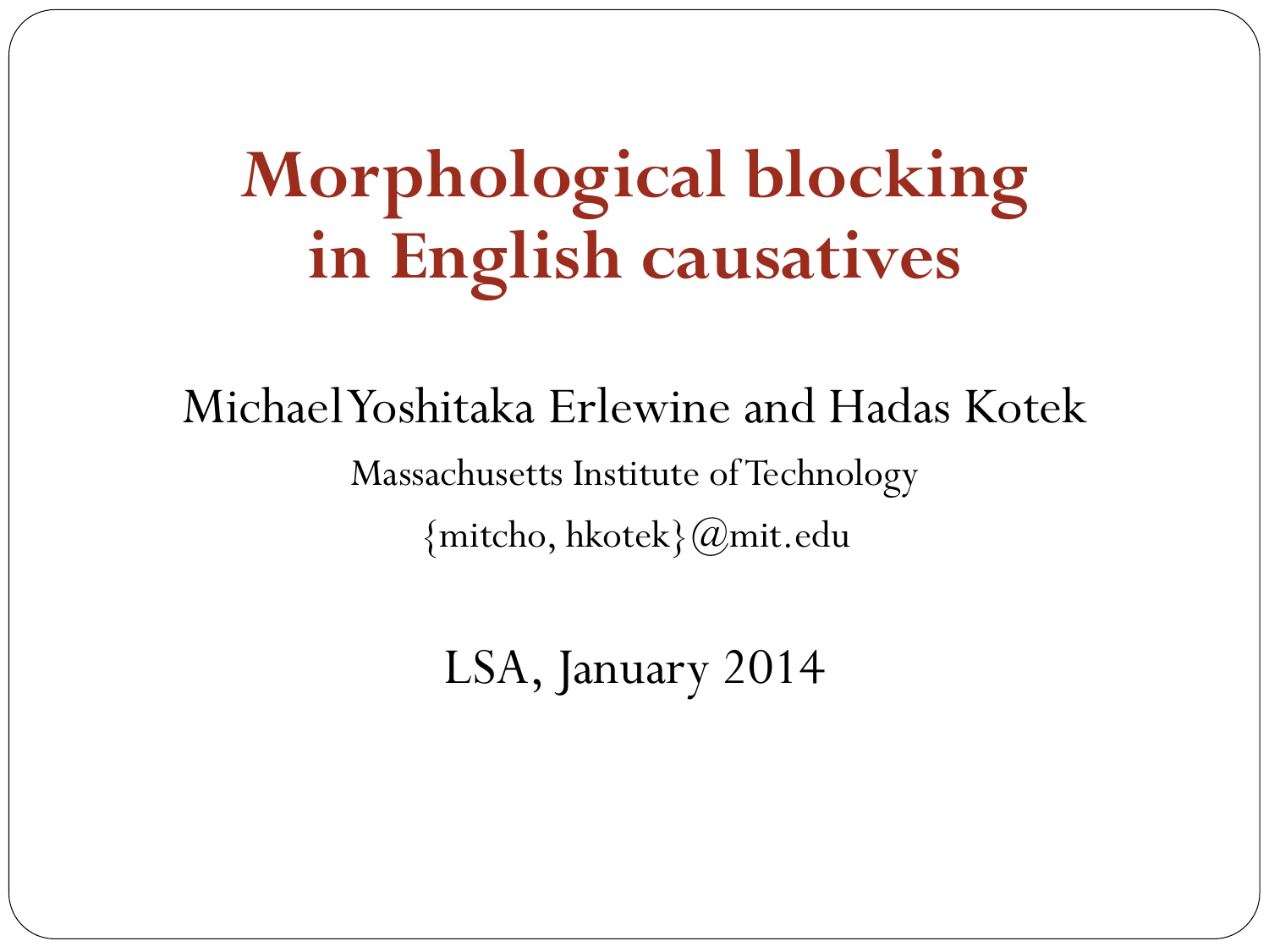# Morphological blocking in English causatives

Michael Yoshitaka Erlewine and Hadas Kotek

Massachusetts Institute of Technology

{mitcho, hkotek}@mit.edu

LSA, January 2014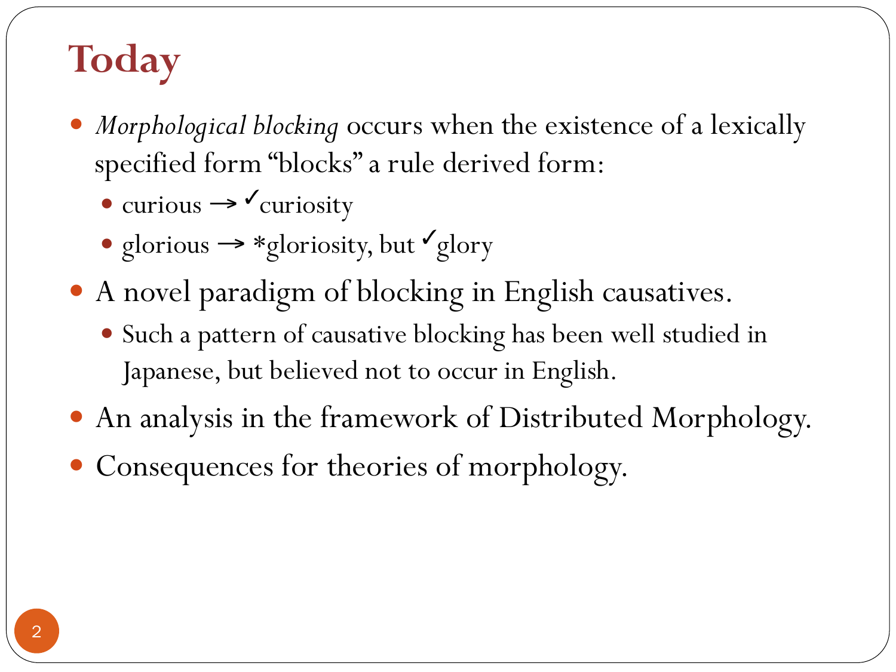# Today

- *Morphological blocking* occurs when the existence of a lexically specified form "blocks" a rule derived form:
  - curious → ✓curiosity
  - glorious → *gloriosity, but ✓glory
- A novel paradigm of blocking in English causatives.
  - Such a pattern of causative blocking has been well studied in Japanese, but believed not to occur in English.
- An analysis in the framework of Distributed Morphology.
- Consequences for theories of morphology.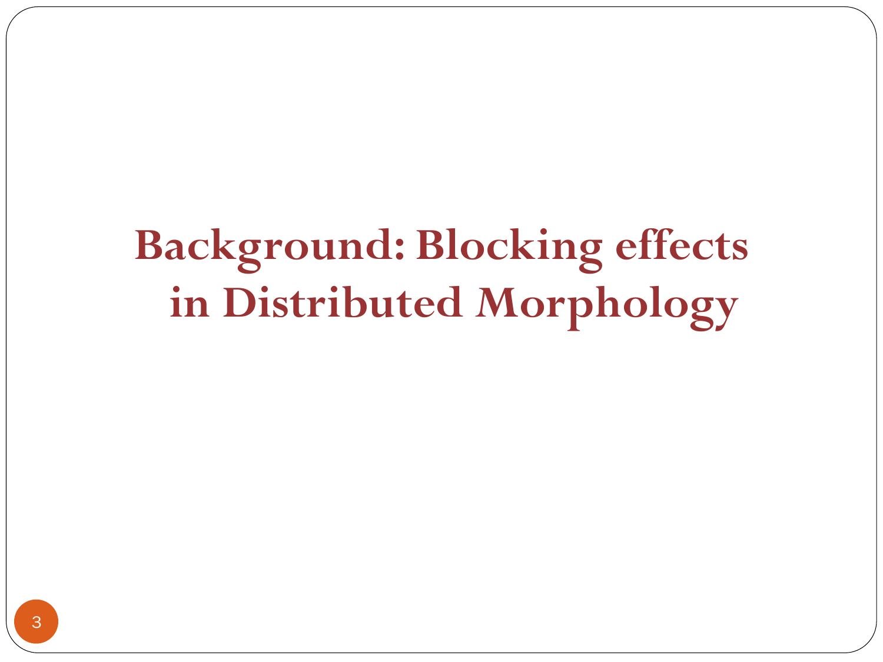# Background: Blocking effects in Distributed Morphology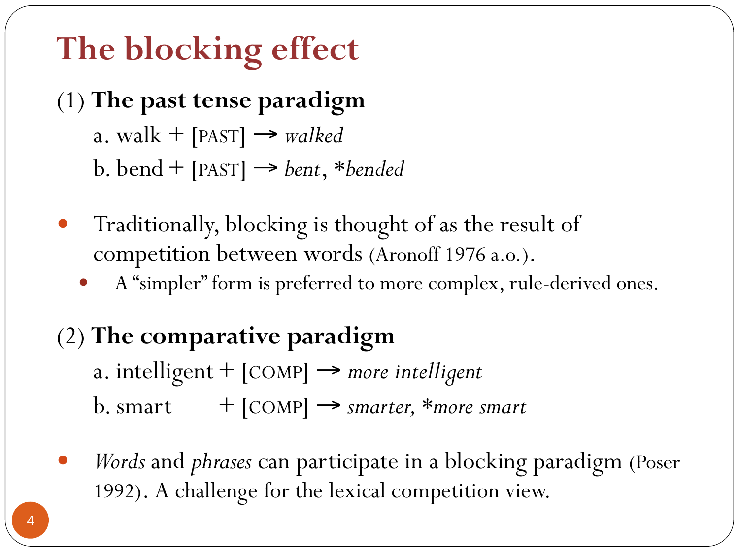# The blocking effect

(1) **The past tense paradigm**

a. walk + [PAST] → *walked*

b. bend + [PAST] → *bent*, *\*bended*

- Traditionally, blocking is thought of as the result of competition between words (Aronoff 1976 a.o.).
  - A "simpler" form is preferred to more complex, rule-derived ones.

(2) **The comparative paradigm**

a. intelligent + [COMP] → *more intelligent*

b. smart + [COMP] → *smarter, \*more smart*

- *Words* and *phrases* can participate in a blocking paradigm (Poser 1992). A challenge for the lexical competition view.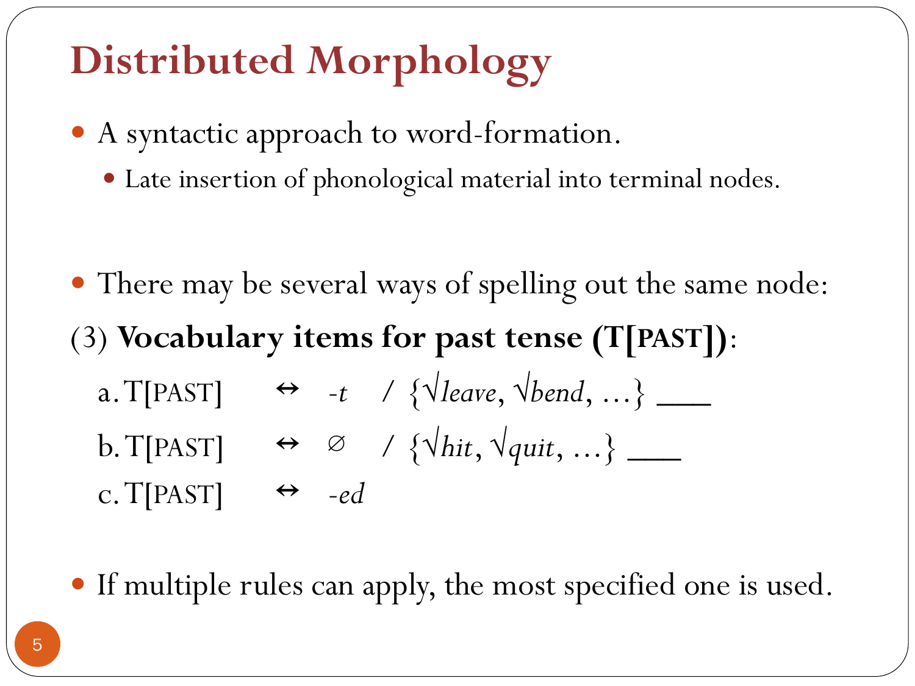# Distributed Morphology

- A syntactic approach to word-formation.
  - Late insertion of phonological material into terminal nodes.

- There may be several ways of spelling out the same node:

(3) **Vocabulary items for past tense (T[PAST])**:

a. T[PAST] ↔ *-t* / {√*leave*, √*bend*, …} ___

b. T[PAST] ↔ ∅ / {√*hit*, √*quit*, …} ___

c. T[PAST] ↔ *-ed*

- If multiple rules can apply, the most specified one is used.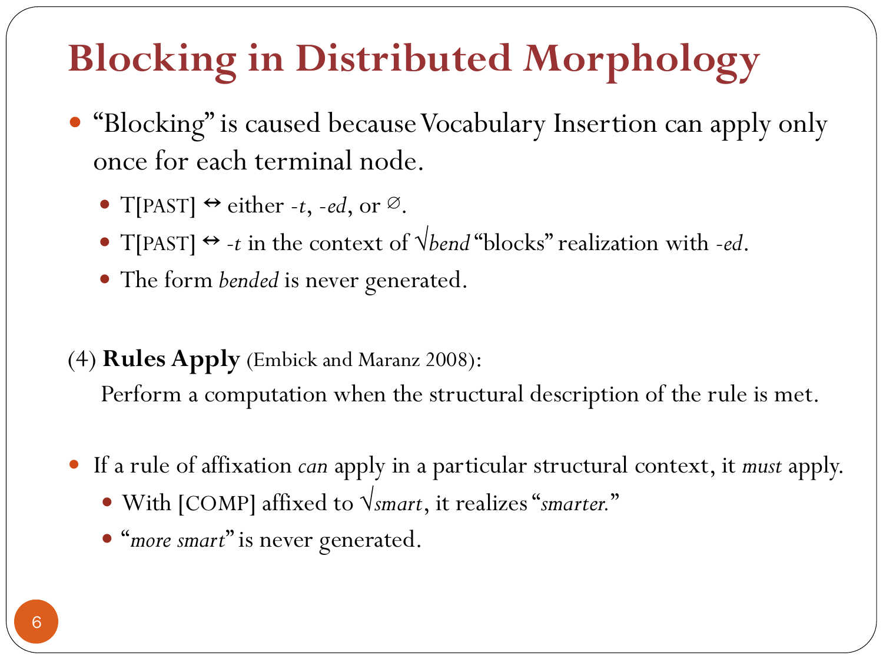# Blocking in Distributed Morphology

- "Blocking" is caused because Vocabulary Insertion can apply only once for each terminal node.
  - T[PAST] ↔ either *-t*, *-ed*, or ∅.
  - T[PAST] ↔ *-t* in the context of √*bend* "blocks" realization with *-ed*.
  - The form *bended* is never generated.

(4) **Rules Apply** (Embick and Maranz 2008):

Perform a computation when the structural description of the rule is met.

- If a rule of affixation *can* apply in a particular structural context, it *must* apply.
  - With [COMP] affixed to √*smart*, it realizes "*smarter.*"
  - "*more smart*" is never generated.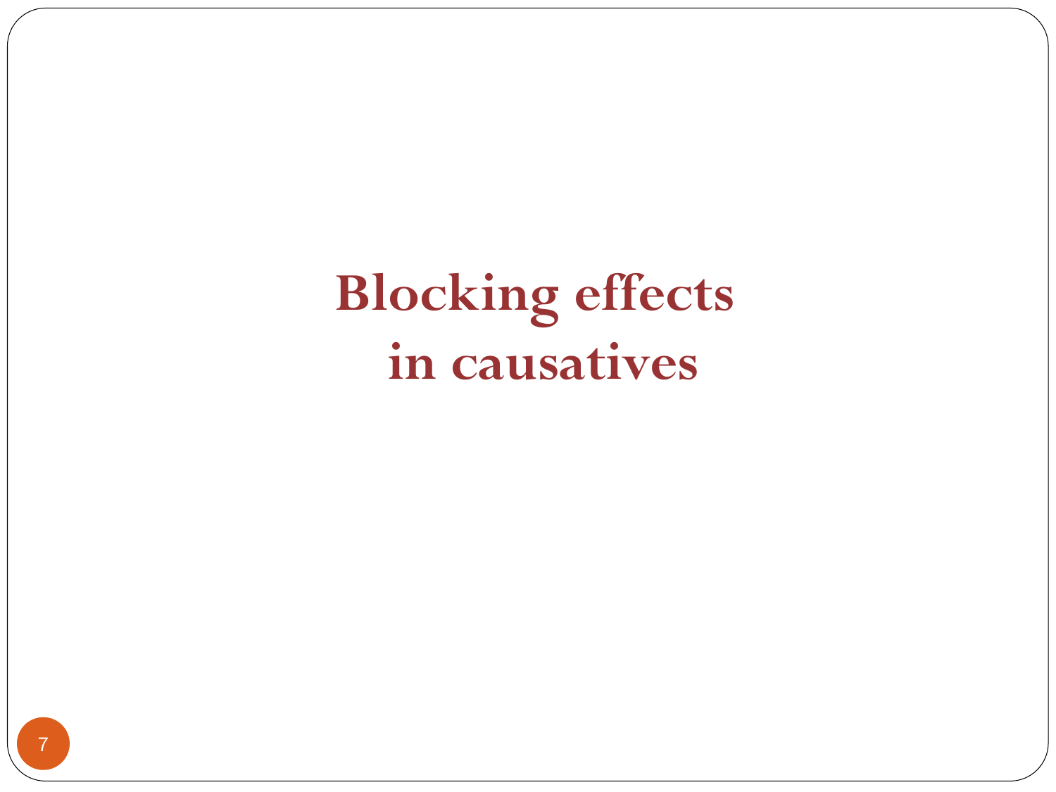# Blocking effects in causatives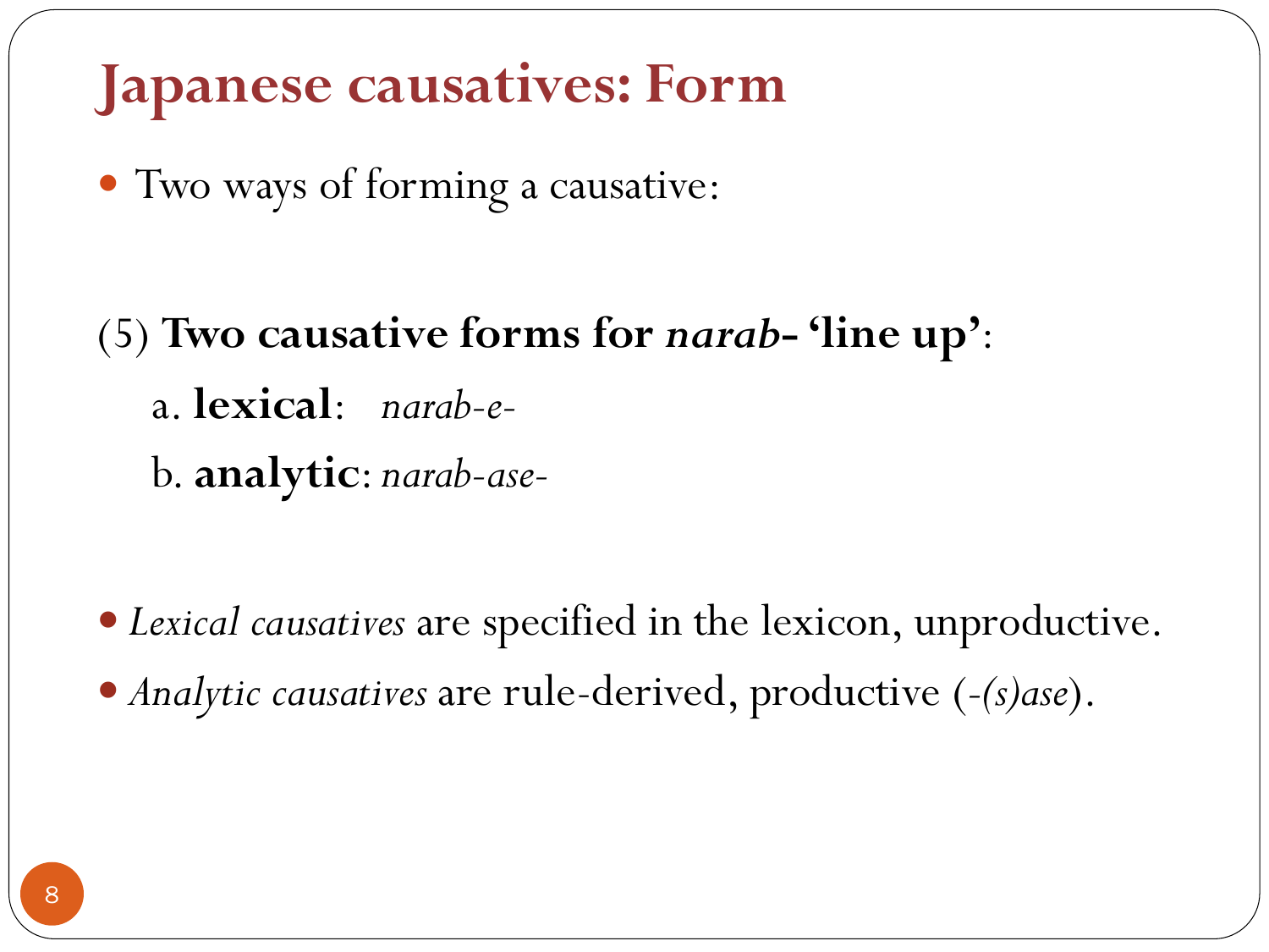# Japanese causatives: Form

- Two ways of forming a causative:

(5) **Two causative forms for *narab-* 'line up'**:

 a. **lexical**: *narab-e-*

 b. **analytic**: *narab-ase-*

- *Lexical causatives* are specified in the lexicon, unproductive.
- *Analytic causatives* are rule-derived, productive (*-(s)ase*).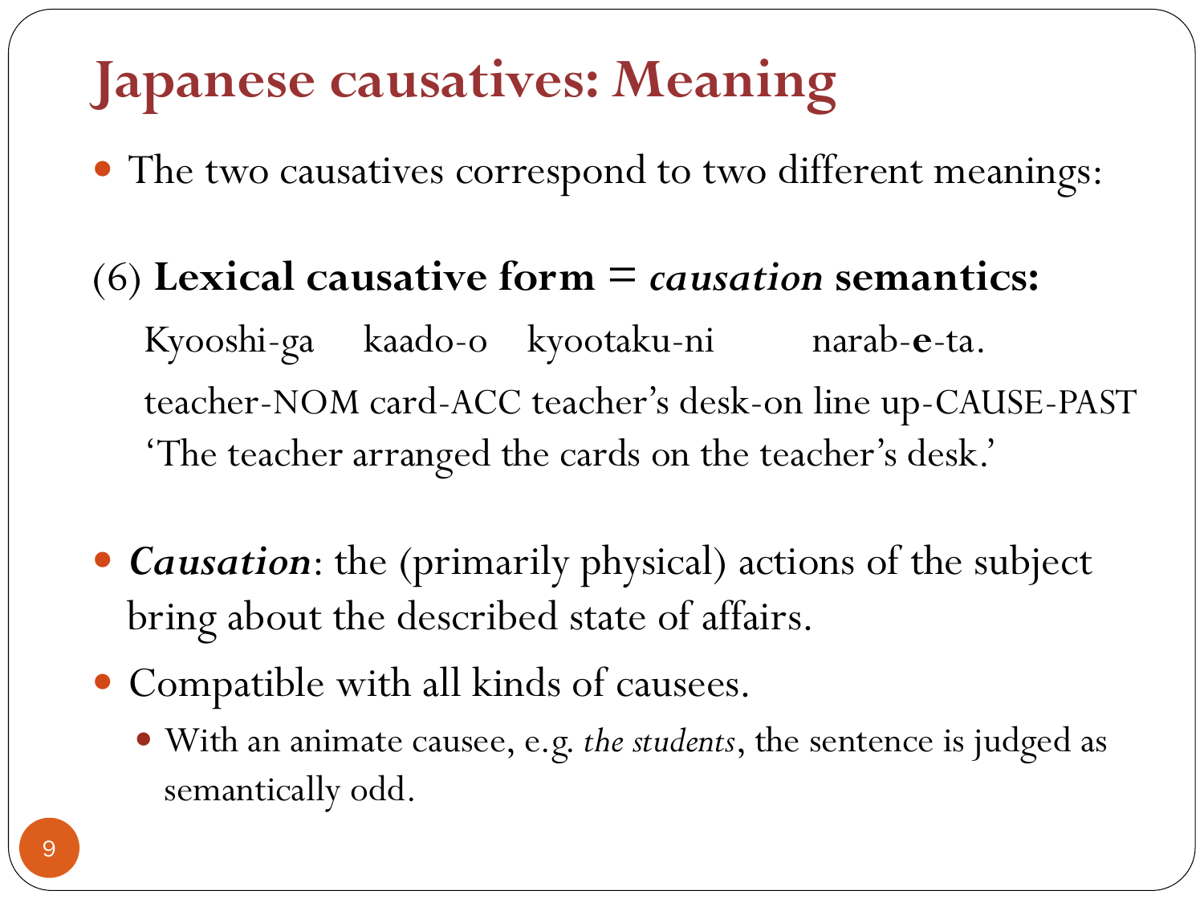# Japanese causatives: Meaning

- The two causatives correspond to two different meanings:

(6) **Lexical causative form =** ***causation*** **semantics:**

Kyooshi-ga kaado-o kyootaku-ni narab-**e**-ta.
teacher-NOM card-ACC teacher's desk-on line up-CAUSE-PAST
'The teacher arranged the cards on the teacher's desk.'

- ***Causation***: the (primarily physical) actions of the subject bring about the described state of affairs.
- Compatible with all kinds of causees.
  - With an animate causee, e.g. *the students*, the sentence is judged as semantically odd.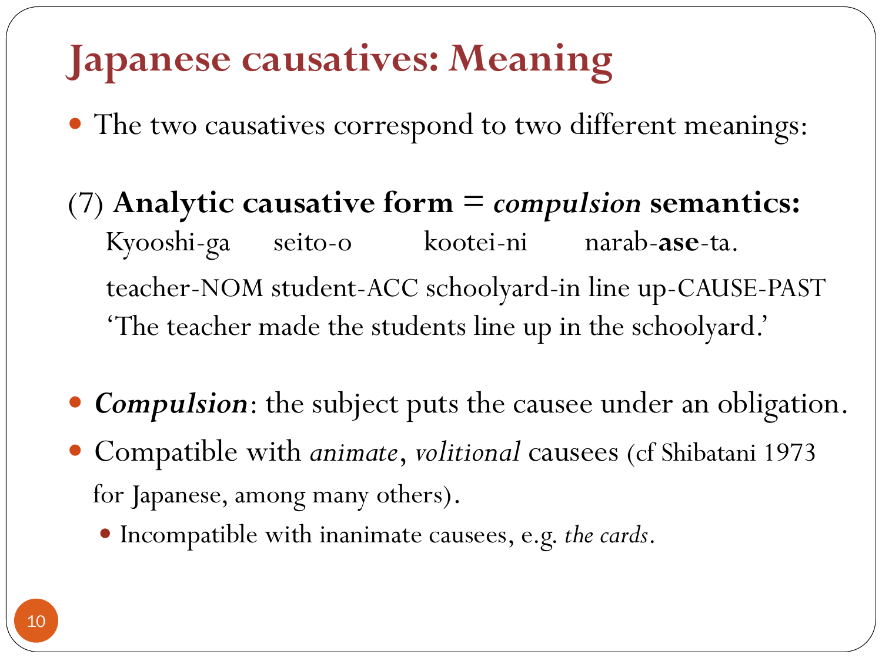# Japanese causatives: Meaning

- The two causatives correspond to two different meanings:

(7) **Analytic causative form =** ***compulsion*** **semantics:**

Kyooshi-ga seito-o kootei-ni narab-**ase**-ta.
teacher-NOM student-ACC schoolyard-in line up-CAUSE-PAST
'The teacher made the students line up in the schoolyard.'

- ***Compulsion***: the subject puts the causee under an obligation.
- Compatible with *animate*, *volitional* causees (cf Shibatani 1973 for Japanese, among many others).
  - Incompatible with inanimate causees, e.g. *the cards*.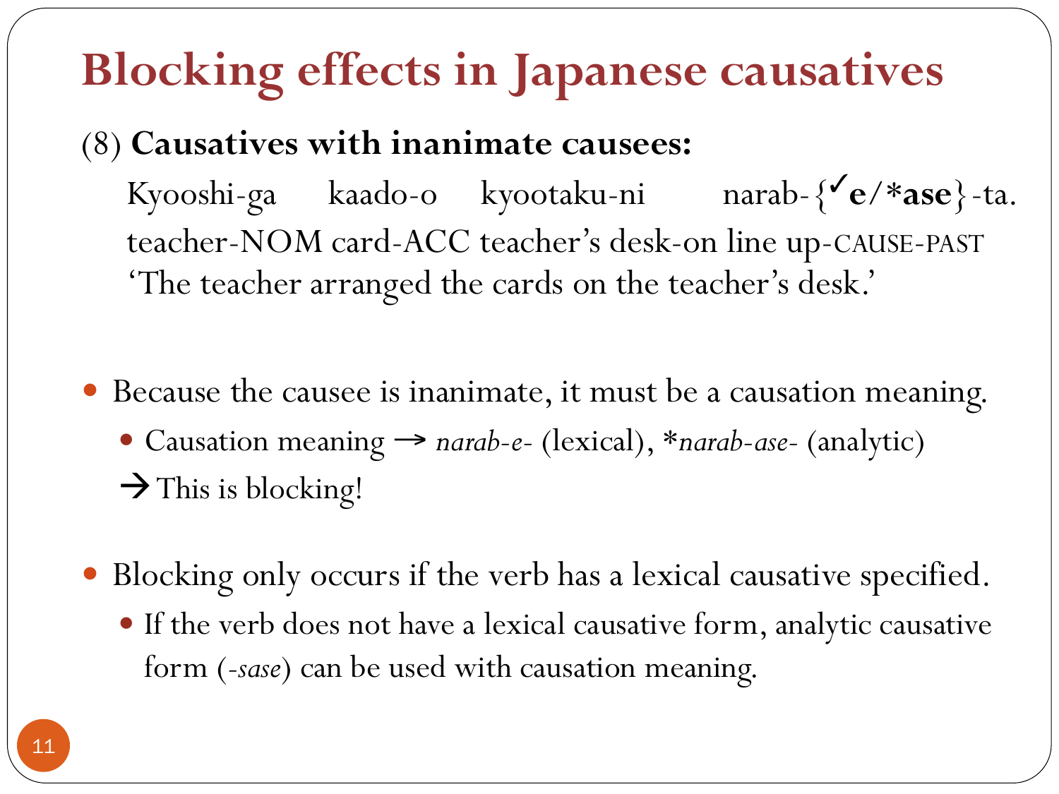# Blocking effects in Japanese causatives

(8) **Causatives with inanimate causees:**

Kyooshi-ga kaado-o kyootaku-ni narab-{✓**e**/***ase**}-ta.
teacher-NOM card-ACC teacher's desk-on line up-CAUSE-PAST
'The teacher arranged the cards on the teacher's desk.'

- Because the causee is inanimate, it must be a causation meaning.
  - Causation meaning → *narab-e-* (lexical), **narab-ase-* (analytic)

  → This is blocking!

- Blocking only occurs if the verb has a lexical causative specified.
  - If the verb does not have a lexical causative form, analytic causative form (*-sase*) can be used with causation meaning.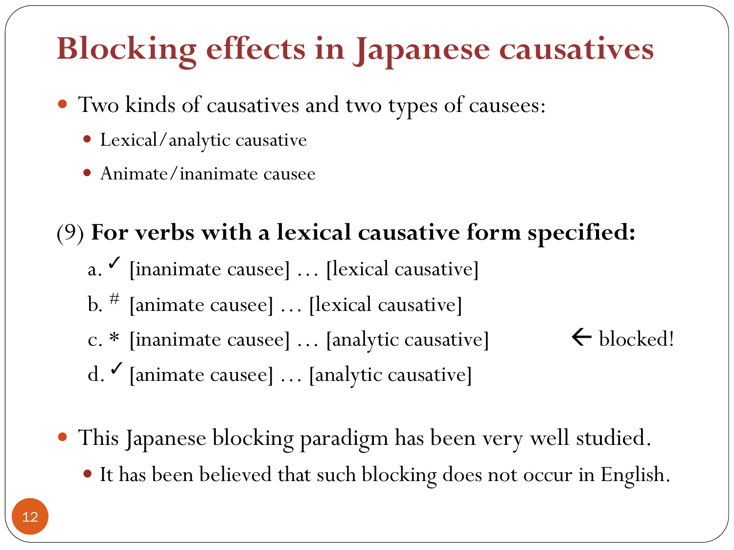# Blocking effects in Japanese causatives

- Two kinds of causatives and two types of causees:
  - Lexical/analytic causative
  - Animate/inanimate causee

(9) **For verbs with a lexical causative form specified:**

a. ✓ [inanimate causee] … [lexical causative]

b. # [animate causee] … [lexical causative]

c. * [inanimate causee] … [analytic causative] ← blocked!

d. ✓ [animate causee] … [analytic causative]

- This Japanese blocking paradigm has been very well studied.
  - It has been believed that such blocking does not occur in English.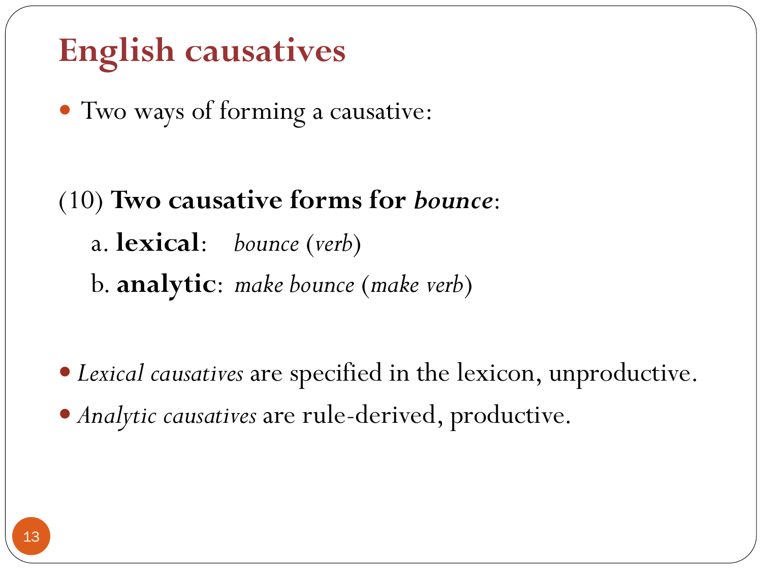# English causatives

- Two ways of forming a causative:

(10) **Two causative forms for *bounce***:

a. **lexical**: *bounce* (*verb*)

b. **analytic**: *make bounce* (*make verb*)

- *Lexical causatives* are specified in the lexicon, unproductive.
- *Analytic causatives* are rule-derived, productive.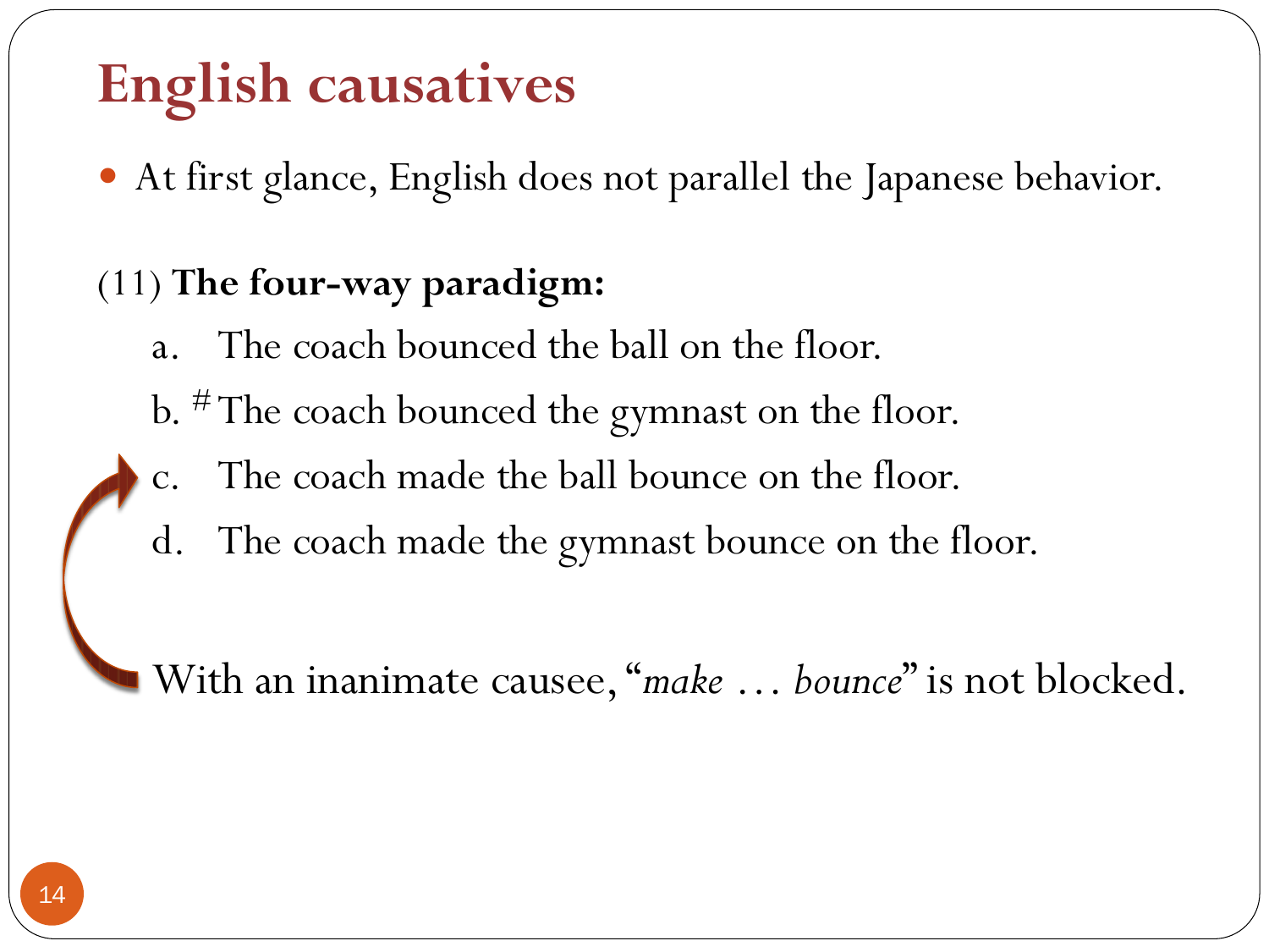# English causatives

- At first glance, English does not parallel the Japanese behavior.

(11) **The four-way paradigm:**

a. The coach bounced the ball on the floor.

b. # The coach bounced the gymnast on the floor.

c. The coach made the ball bounce on the floor.

d. The coach made the gymnast bounce on the floor.

With an inanimate causee, "*make … bounce*" is not blocked.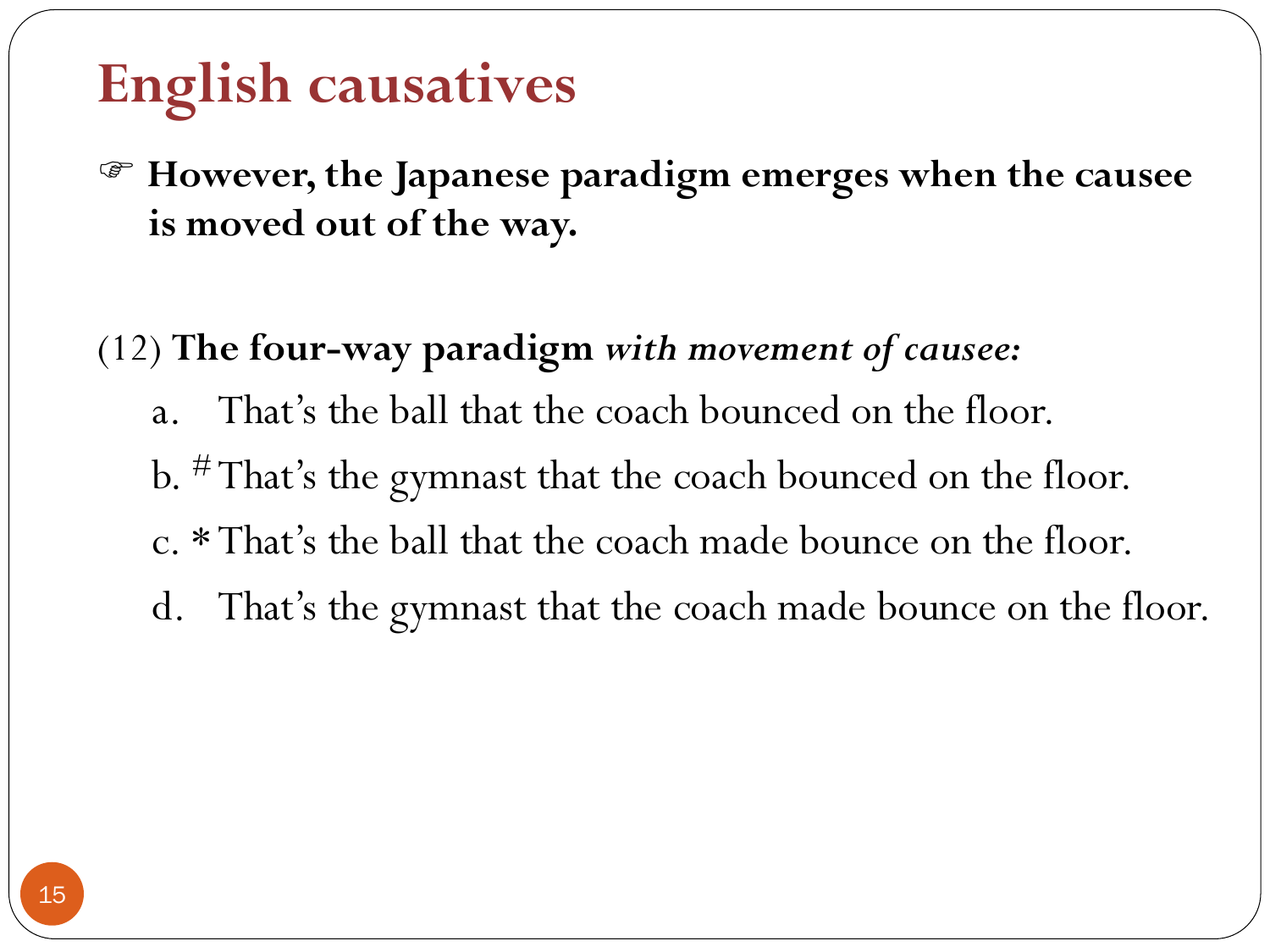# English causatives

☞ **However, the Japanese paradigm emerges when the causee is moved out of the way.**

(12) **The four-way paradigm** ***with movement of causee:***

a. That's the ball that the coach bounced on the floor.

b. # That's the gymnast that the coach bounced on the floor.

c. * That's the ball that the coach made bounce on the floor.

d. That's the gymnast that the coach made bounce on the floor.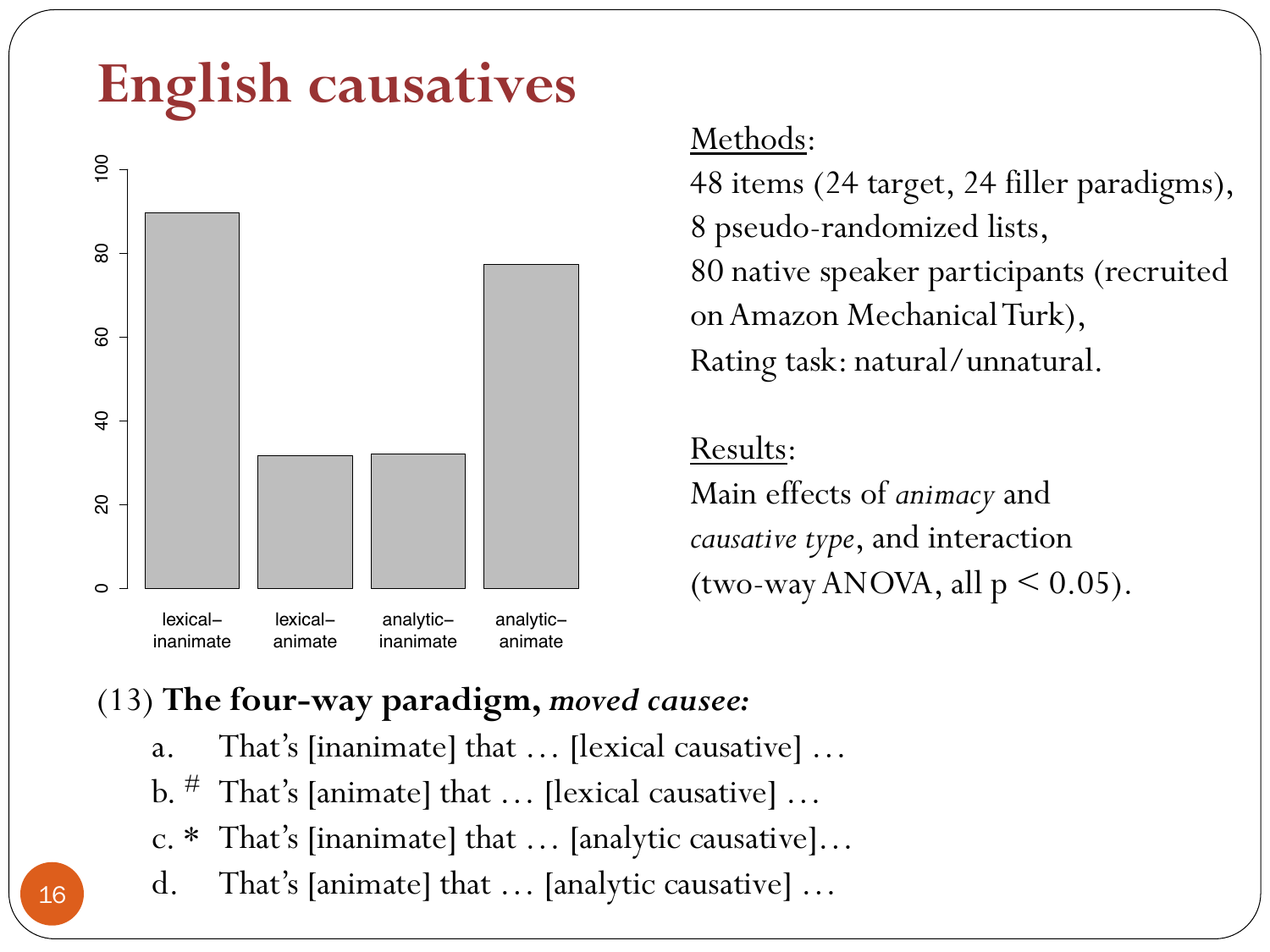# English causatives

Methods:

48 items (24 target, 24 filler paradigms),
8 pseudo-randomized lists,
80 native speaker participants (recruited on Amazon Mechanical Turk),
Rating task: natural/unnatural.

Results:

Main effects of *animacy* and *causative type*, and interaction (two-way ANOVA, all $p < 0.05$).

(13) **The four-way paradigm,** ***moved causee:***

a. That's [inanimate] that … [lexical causative] …

b. # That's [animate] that … [lexical causative] …

c. * That's [inanimate] that … [analytic causative]…

d. That's [animate] that … [analytic causative] …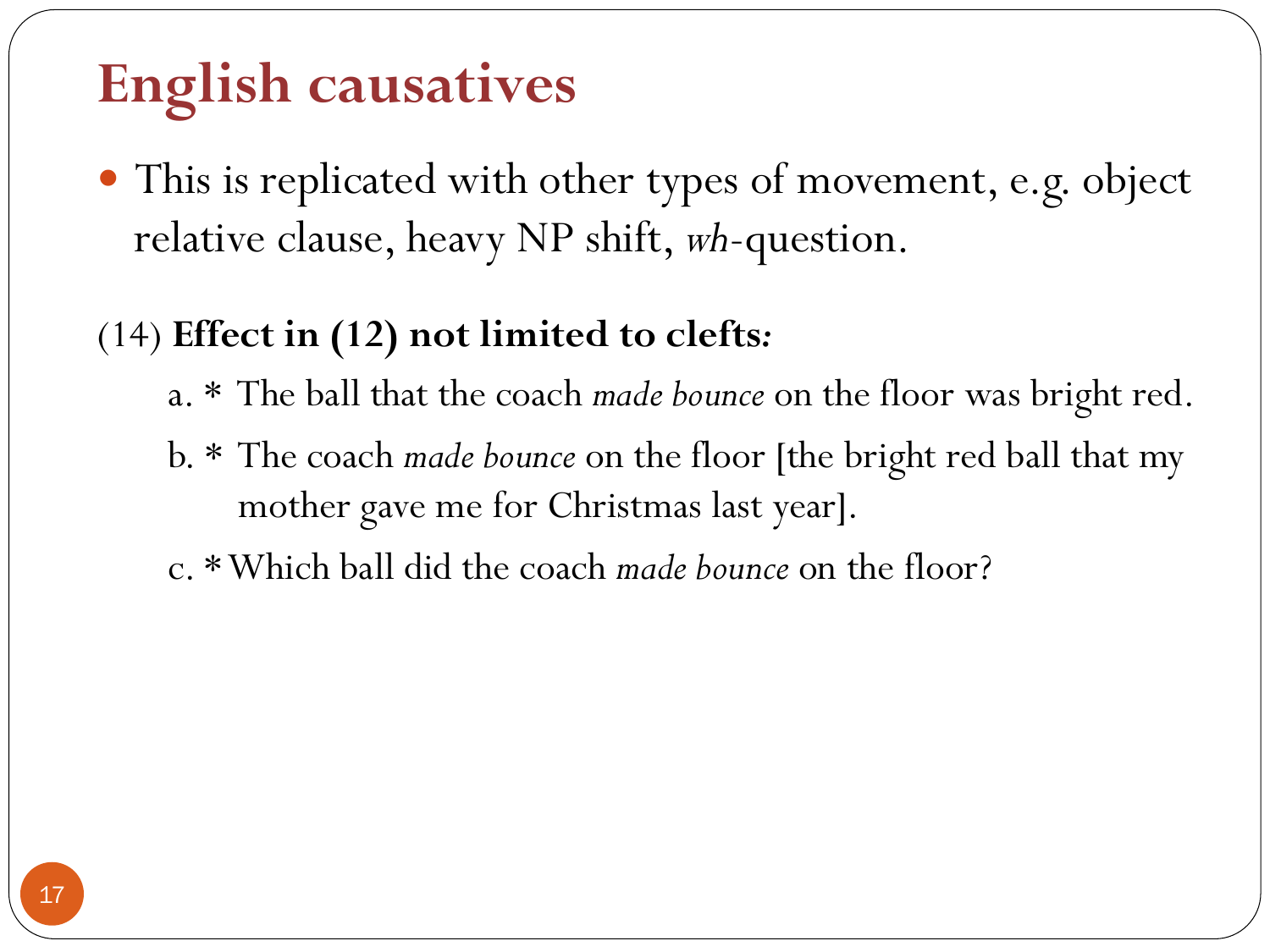# English causatives

- This is replicated with other types of movement, e.g. object relative clause, heavy NP shift, *wh*-question.

(14) **Effect in (12) not limited to clefts*:***

a. * The ball that the coach *made bounce* on the floor was bright red.

b. * The coach *made bounce* on the floor [the bright red ball that my mother gave me for Christmas last year].

c. * Which ball did the coach *made bounce* on the floor?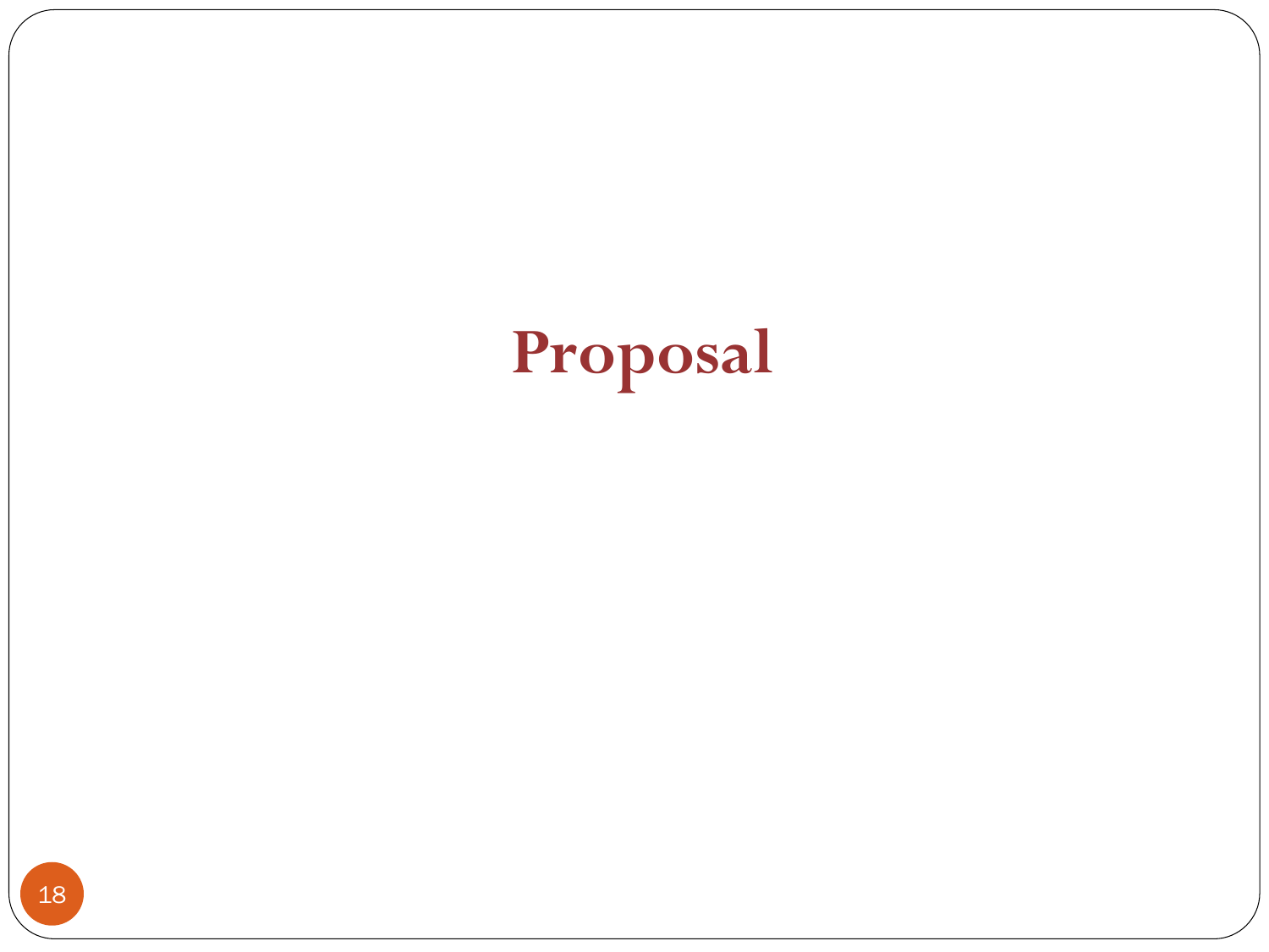# Proposal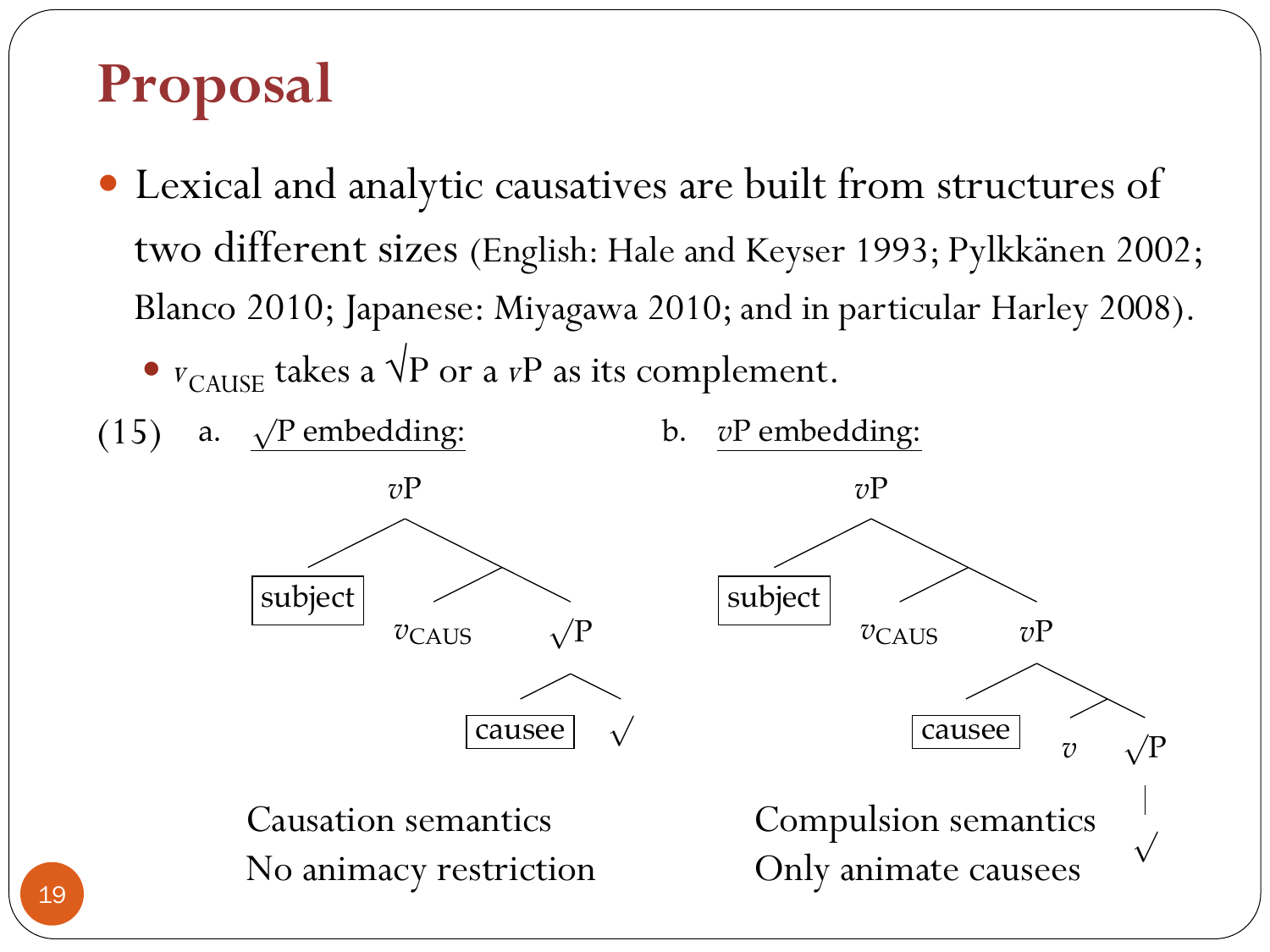# Proposal

- Lexical and analytic causatives are built from structures of two different sizes (English: Hale and Keyser 1993; Pylkkänen 2002; Blanco 2010; Japanese: Miyagawa 2010; and in particular Harley 2008).
  - $v_{\text{CAUSE}}$ takes a √P or a *v*P as its complement.

(15) a. <u>√P embedding:</u>

```
[vP subject [ v_CAUS [√P causee √ ] ] ]
```

Causation semantics
No animacy restriction

b. <u>*v*P embedding:</u>

```
[vP subject [ v_CAUS [vP causee [ v [√P √ ] ] ] ] ]
```

Compulsion semantics
Only animate causees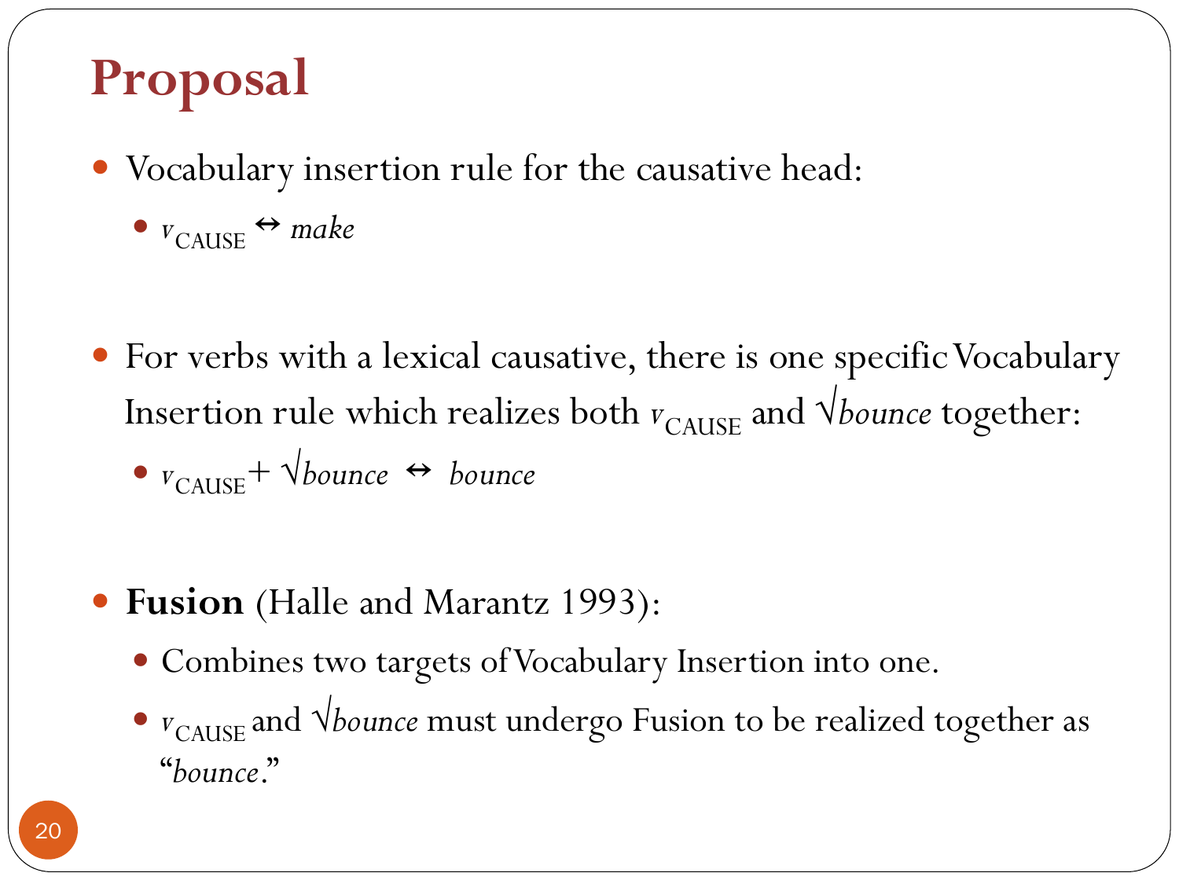# Proposal

- Vocabulary insertion rule for the causative head:
  - $v_{\text{CAUSE}} \leftrightarrow$ *make*

- For verbs with a lexical causative, there is one specific Vocabulary Insertion rule which realizes both $v_{\text{CAUSE}}$ and √*bounce* together:
  - $v_{\text{CAUSE}}$ + √*bounce* $\leftrightarrow$ *bounce*

- **Fusion** (Halle and Marantz 1993):
  - Combines two targets of Vocabulary Insertion into one.
  - $v_{\text{CAUSE}}$ and √*bounce* must undergo Fusion to be realized together as "*bounce*."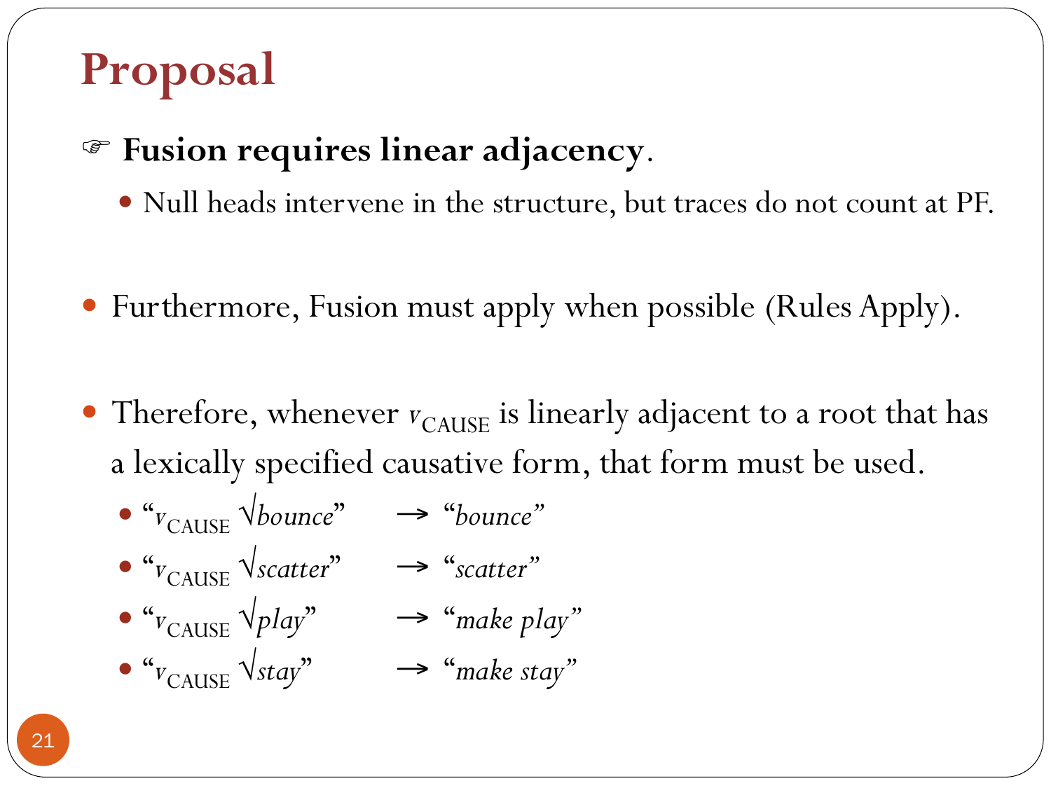# Proposal

☞ **Fusion requires linear adjacency**.

- Null heads intervene in the structure, but traces do not count at PF.

- Furthermore, Fusion must apply when possible (Rules Apply).

- Therefore, whenever $v_{\text{CAUSE}}$ is linearly adjacent to a root that has a lexically specified causative form, that form must be used.
  - "$v_{\text{CAUSE}}$ √*bounce*" → "*bounce*"
  - "$v_{\text{CAUSE}}$ √*scatter*" → "*scatter*"
  - "$v_{\text{CAUSE}}$ √*play*" → "*make play*"
  - "$v_{\text{CAUSE}}$ √*stay*" → "*make stay*"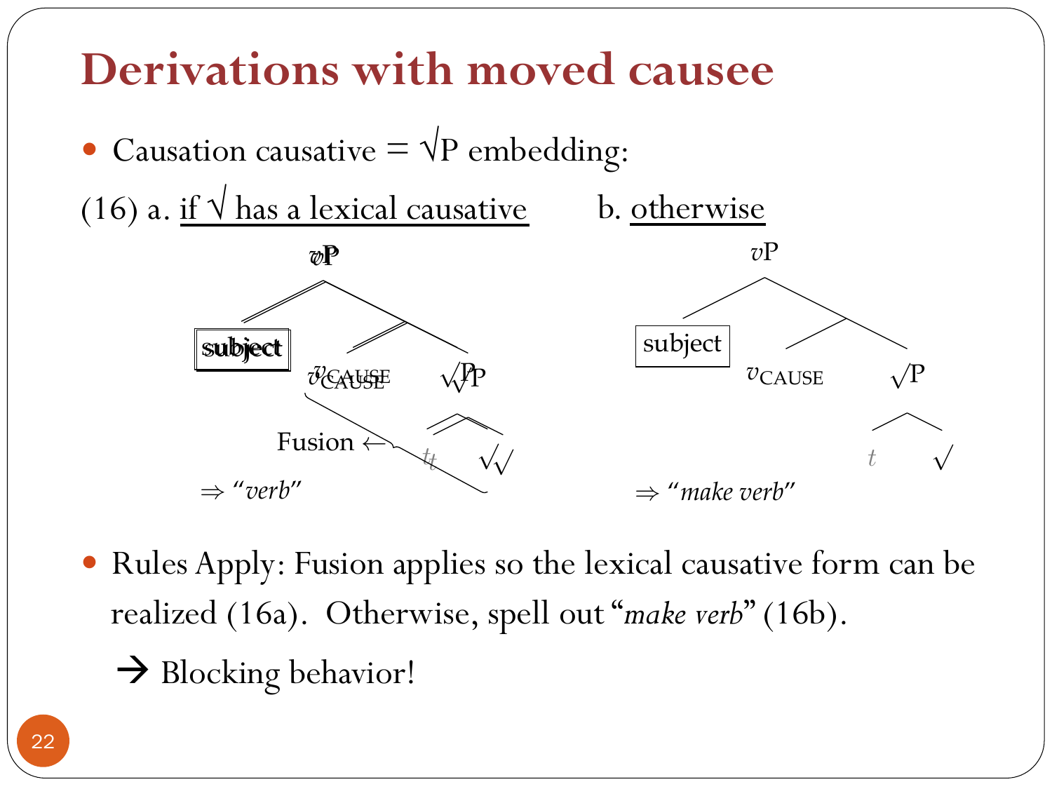# Derivations with moved causee

- Causation causative = √P embedding:

(16) a. <u>if √ has a lexical causative</u>  b. <u>otherwise</u>

a. [$v$P subject [ $v_{\text{CAUSE}}$ [√P $t$ √ ] ] ]

Fusion ← ($v_{\text{CAUSE}}$ + √)

⇒ "*verb*"

b. [$v$P subject [ $v_{\text{CAUSE}}$ [√P $t$ √ ] ] ]

⇒ "*make verb*"

- Rules Apply: Fusion applies so the lexical causative form can be realized (16a). Otherwise, spell out "*make verb*" (16b).

  → Blocking behavior!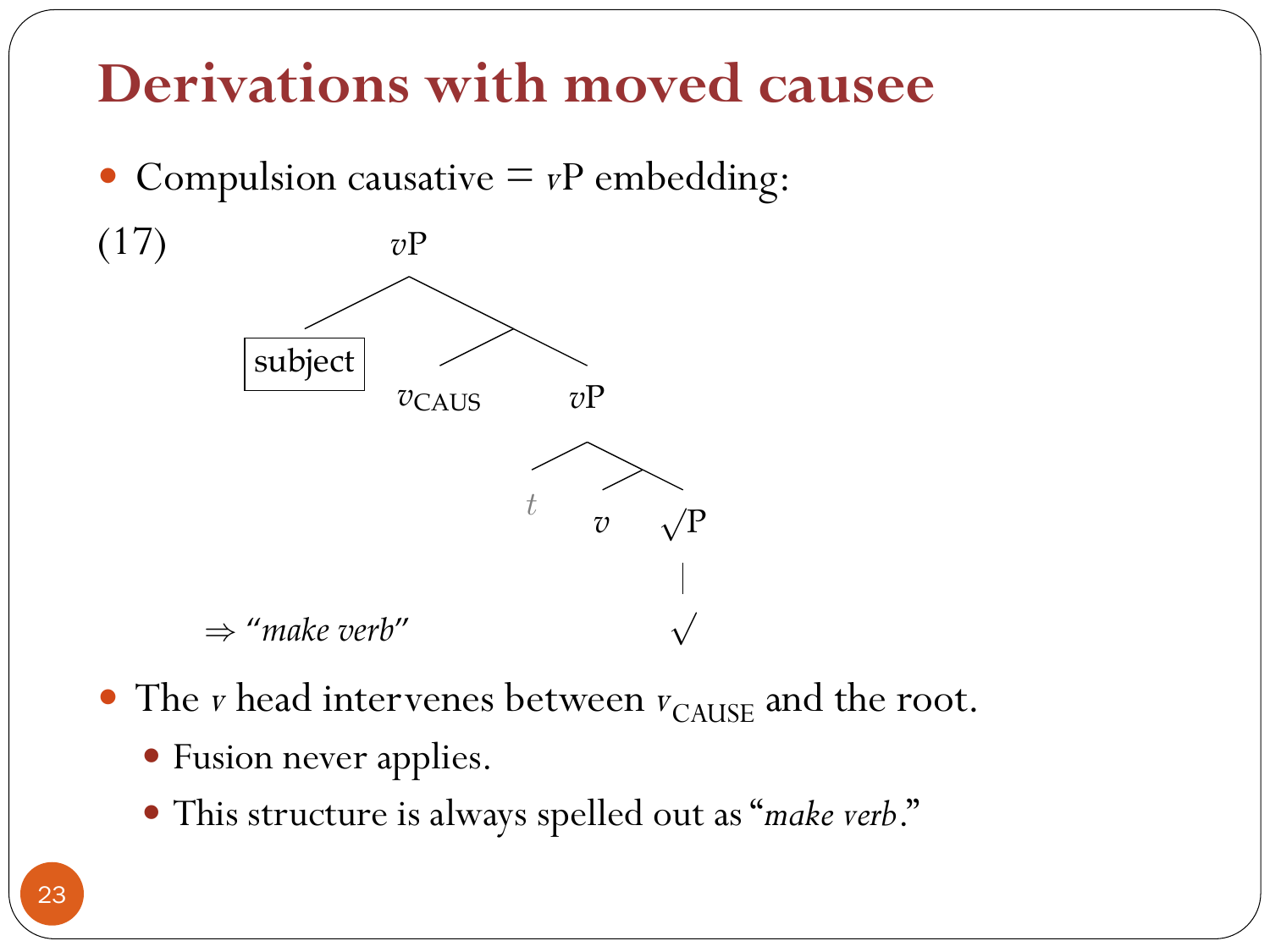# Derivations with moved causee

- Compulsion causative = *v*P embedding:

(17)

```
vP
├── [subject]
└── 
    ├── v_CAUS
    └── vP
        ├── t
        └── 
            ├── v
            └── √P
                └── √
```

⇒ *"make verb"*

- The *v* head intervenes between $v_{\text{CAUSE}}$ and the root.
  - Fusion never applies.
  - This structure is always spelled out as "*make verb*."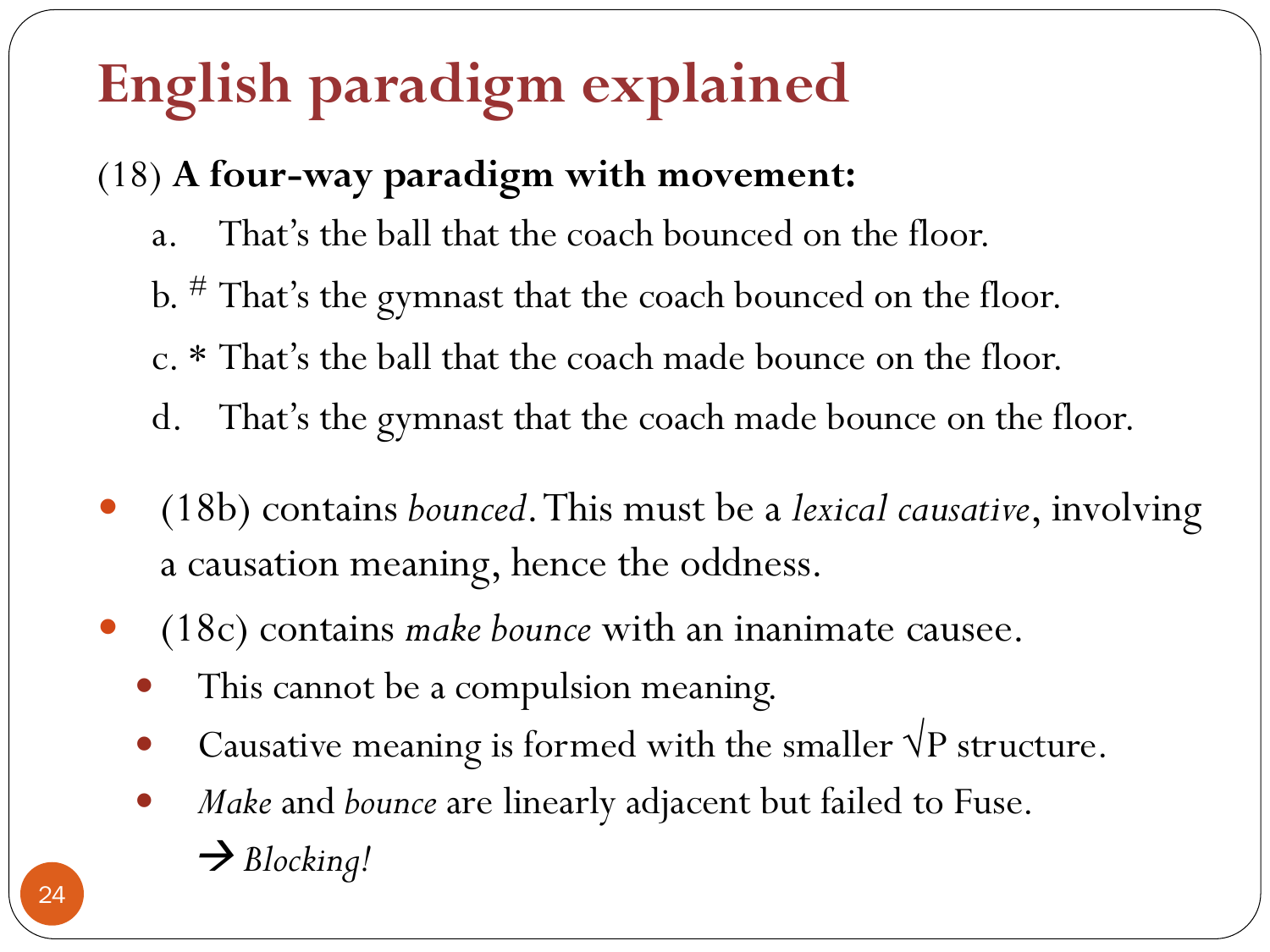# English paradigm explained

(18) **A four-way paradigm with movement:**

a. That's the ball that the coach bounced on the floor.

b. # That's the gymnast that the coach bounced on the floor.

c. * That's the ball that the coach made bounce on the floor.

d. That's the gymnast that the coach made bounce on the floor.

- (18b) contains *bounced*. This must be a *lexical causative*, involving a causation meaning, hence the oddness.
- (18c) contains *make bounce* with an inanimate causee.
  - This cannot be a compulsion meaning.
  - Causative meaning is formed with the smaller √P structure.
  - *Make* and *bounce* are linearly adjacent but failed to Fuse.
    → *Blocking!*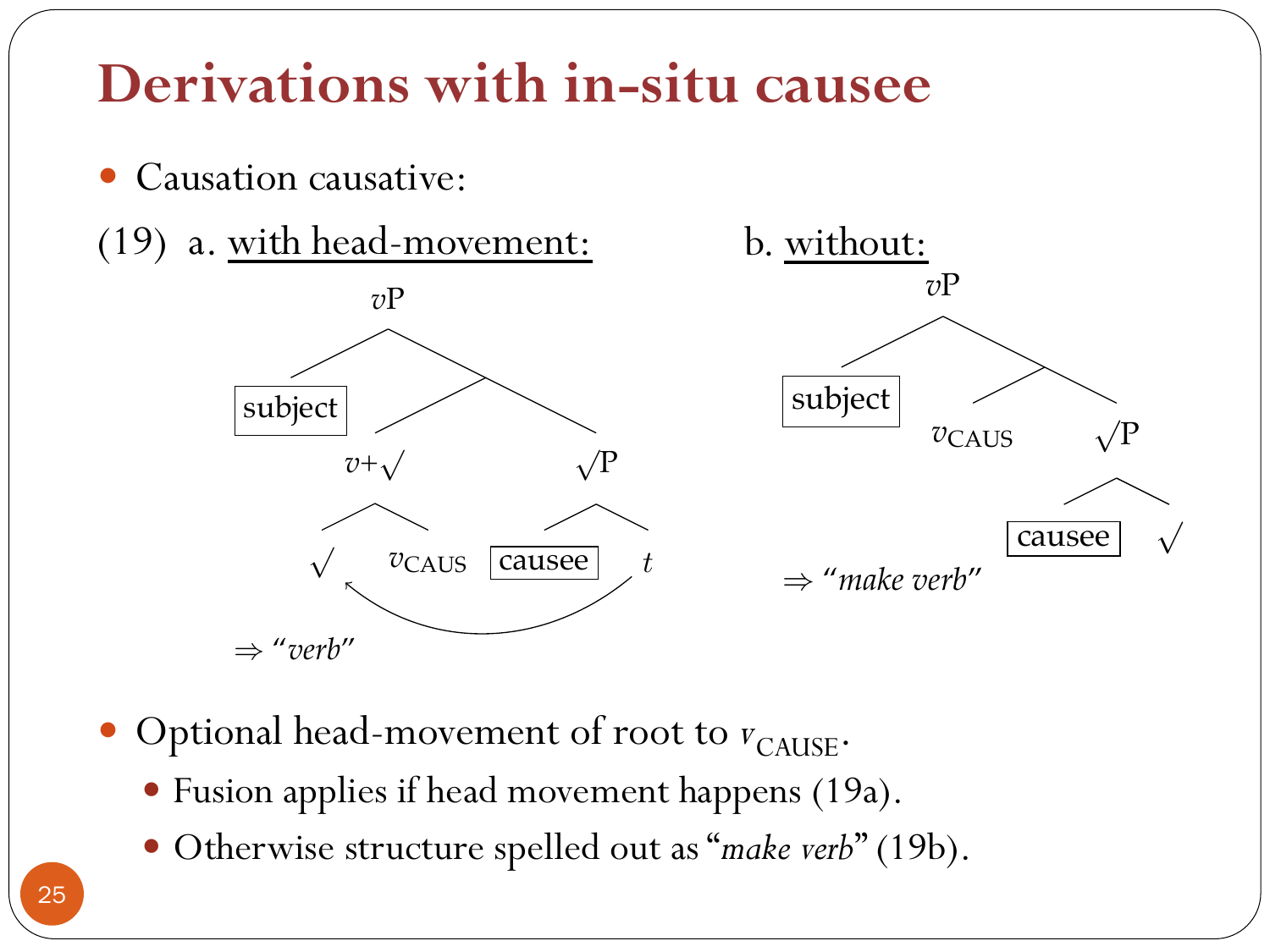# Derivations with in-situ causee

- Causation causative:

(19) a. with head-movement:

```
            vP
           /  \
    [subject]  \
              /  \
          v+√     √P
         /  \    /   \
        √  vCAUS [causee]  t
        ^__________________|
```

⇒ "*verb*"

b. without:

```
          vP
         /  \
  [subject]   \
             /  \
         vCAUS   √P
                /  \
          [causee]  √
```

⇒ "*make verb*"

- Optional head-movement of root to $v_{\text{CAUSE}}$.
  - Fusion applies if head movement happens (19a).
  - Otherwise structure spelled out as "*make verb*" (19b).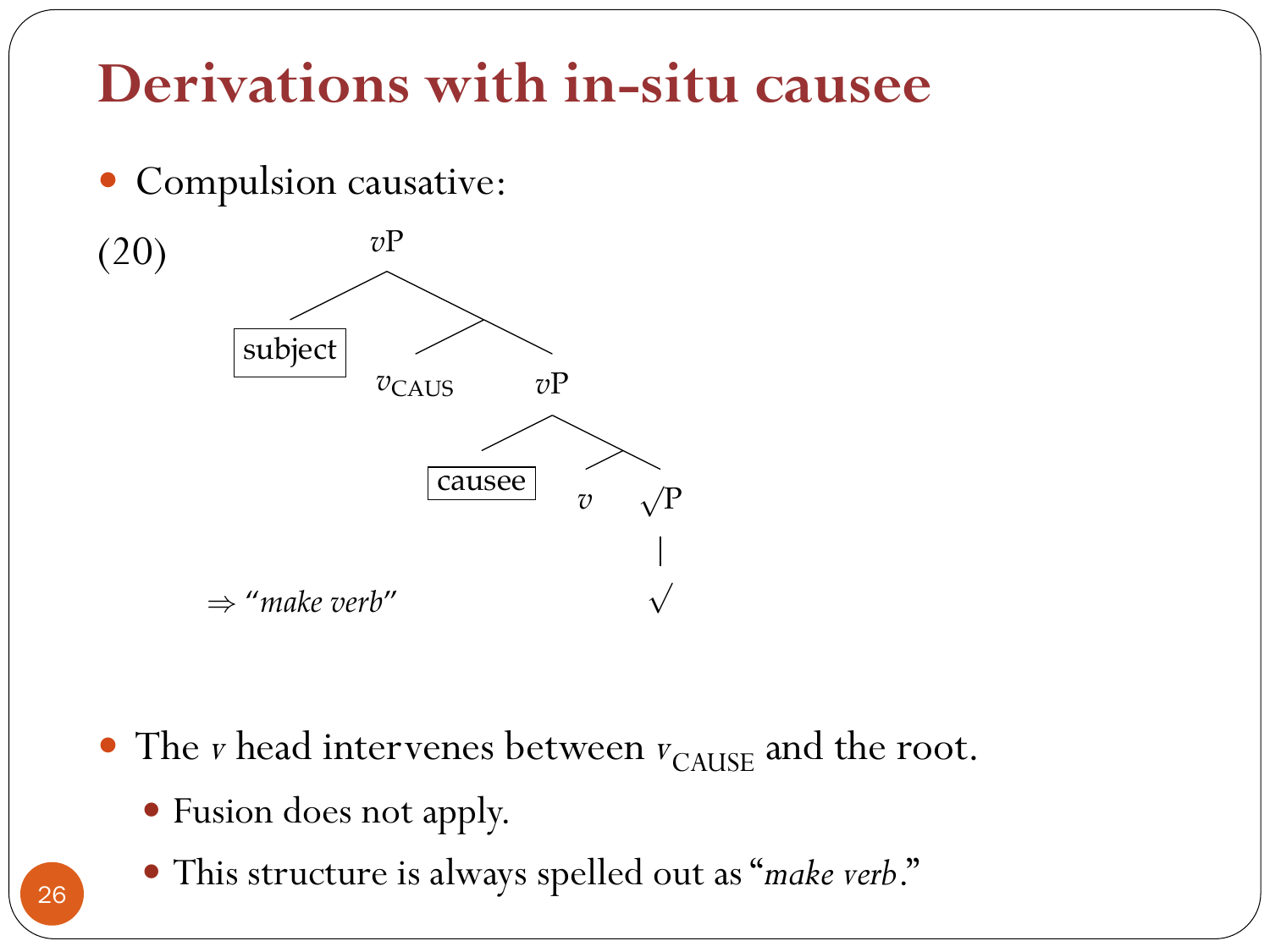# Derivations with in-situ causee

- Compulsion causative:

(20)

```
vP
├── [subject]
└── 
    ├── v_CAUS
    └── vP
        ├── [causee]
        └── 
            ├── v
            └── √P
                └── √
```

⇒ "*make verb*"

- The $v$ head intervenes between $v_{\text{CAUSE}}$ and the root.
  - Fusion does not apply.
  - This structure is always spelled out as "*make verb*."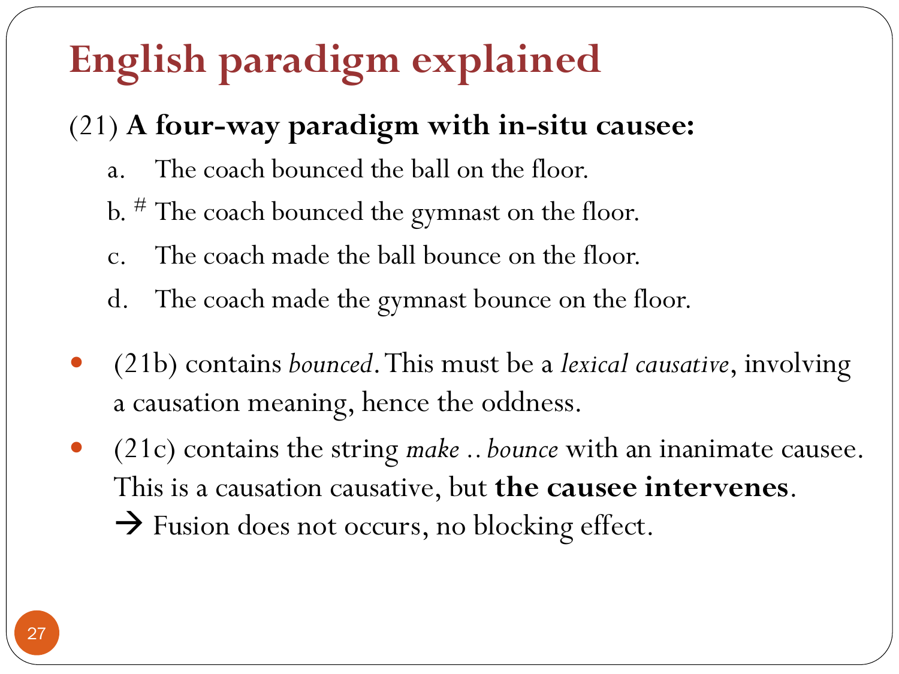# English paradigm explained

(21) **A four-way paradigm with in-situ causee:**

a. The coach bounced the ball on the floor.

b. # The coach bounced the gymnast on the floor.

c. The coach made the ball bounce on the floor.

d. The coach made the gymnast bounce on the floor.

- (21b) contains *bounced*. This must be a *lexical causative*, involving a causation meaning, hence the oddness.
- (21c) contains the string *make .. bounce* with an inanimate causee. This is a causation causative, but **the causee intervenes**.
  → Fusion does not occurs, no blocking effect.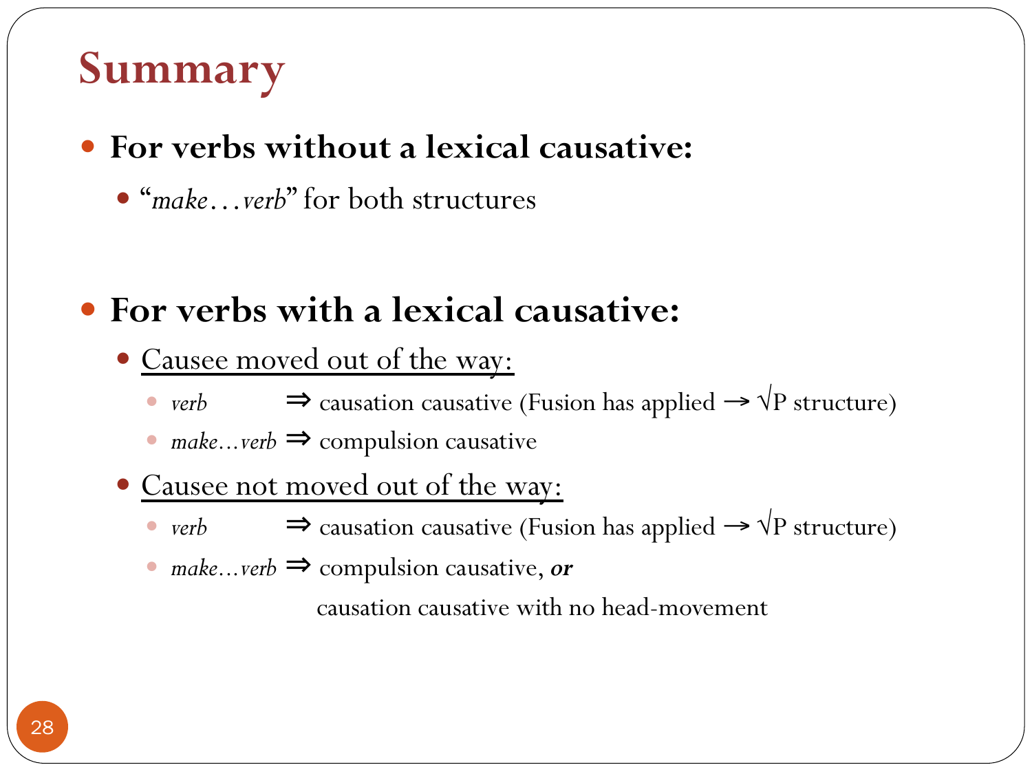# Summary

- **For verbs without a lexical causative:**
  - "*make…verb*" for both structures

- **For verbs with a lexical causative:**
  - Causee moved out of the way:
    - *verb* ⇒ causation causative (Fusion has applied → √P structure)
    - *make…verb* ⇒ compulsion causative
  - Causee not moved out of the way:
    - *verb* ⇒ causation causative (Fusion has applied → √P structure)
    - *make…verb* ⇒ compulsion causative, ***or***
      causation causative with no head-movement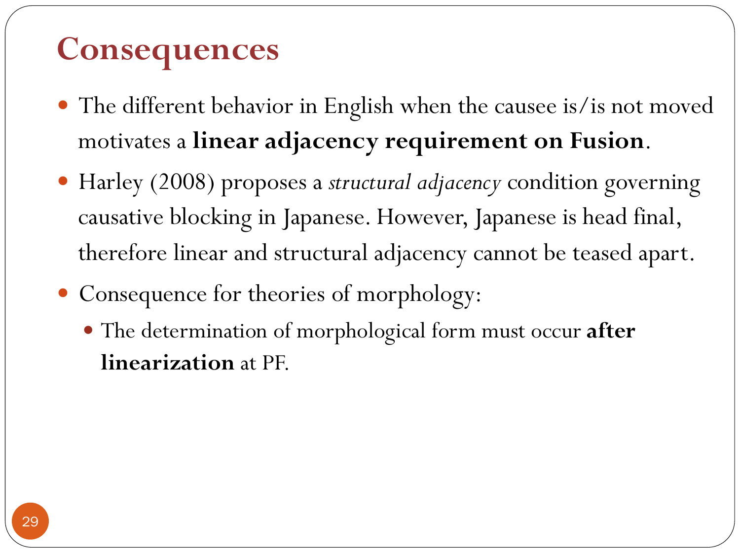# Consequences

- The different behavior in English when the causee is/is not moved motivates a **linear adjacency requirement on Fusion**.
- Harley (2008) proposes a *structural adjacency* condition governing causative blocking in Japanese. However, Japanese is head final, therefore linear and structural adjacency cannot be teased apart.
- Consequence for theories of morphology:
  - The determination of morphological form must occur **after linearization** at PF.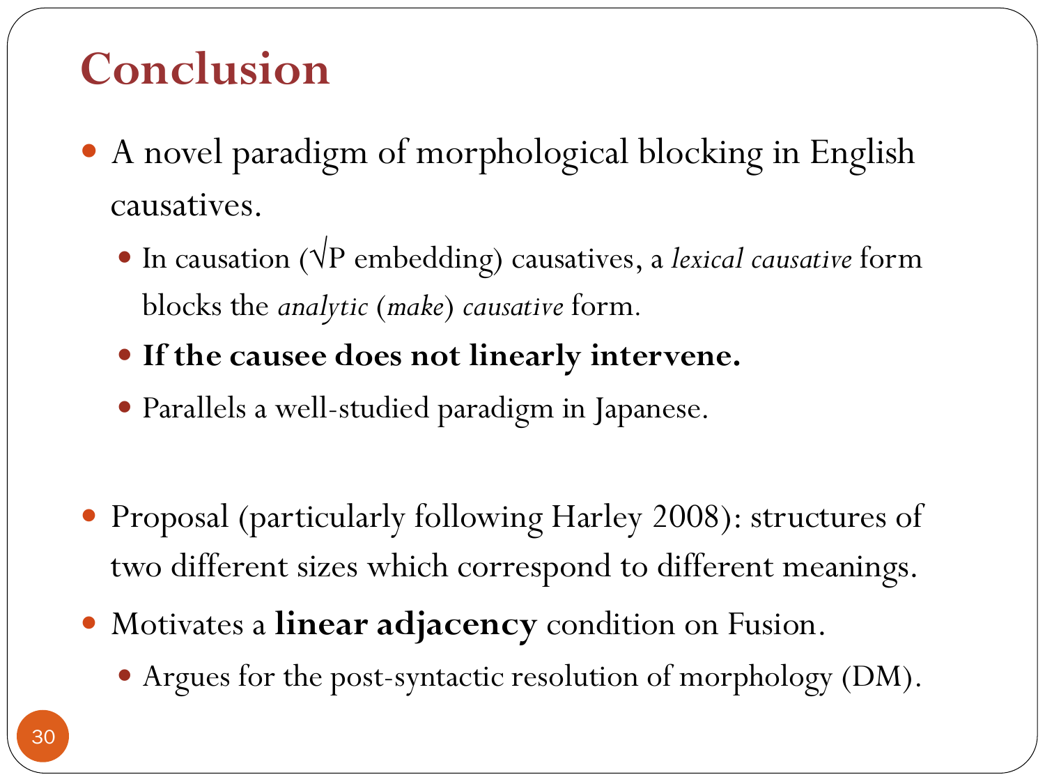# Conclusion

- A novel paradigm of morphological blocking in English causatives.
  - In causation (√P embedding) causatives, a *lexical causative* form blocks the *analytic* (*make*) *causative* form.
  - **If the causee does not linearly intervene.**
  - Parallels a well-studied paradigm in Japanese.

- Proposal (particularly following Harley 2008): structures of two different sizes which correspond to different meanings.
- Motivates a **linear adjacency** condition on Fusion.
  - Argues for the post-syntactic resolution of morphology (DM).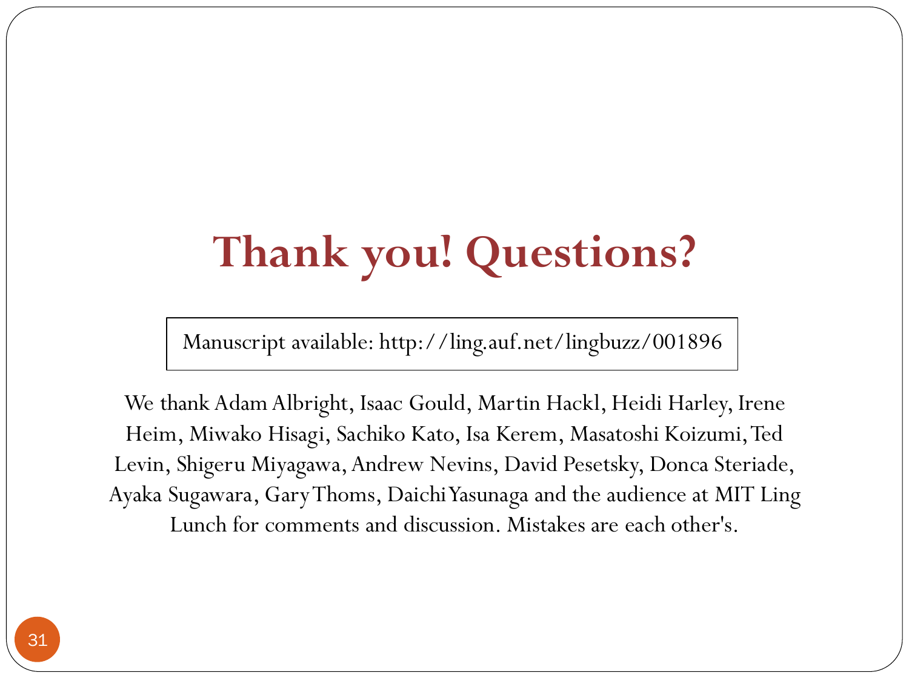# Thank you! Questions?

Manuscript available: http://ling.auf.net/lingbuzz/001896

We thank Adam Albright, Isaac Gould, Martin Hackl, Heidi Harley, Irene Heim, Miwako Hisagi, Sachiko Kato, Isa Kerem, Masatoshi Koizumi, Ted Levin, Shigeru Miyagawa, Andrew Nevins, David Pesetsky, Donca Steriade, Ayaka Sugawara, Gary Thoms, Daichi Yasunaga and the audience at MIT Ling Lunch for comments and discussion. Mistakes are each other's.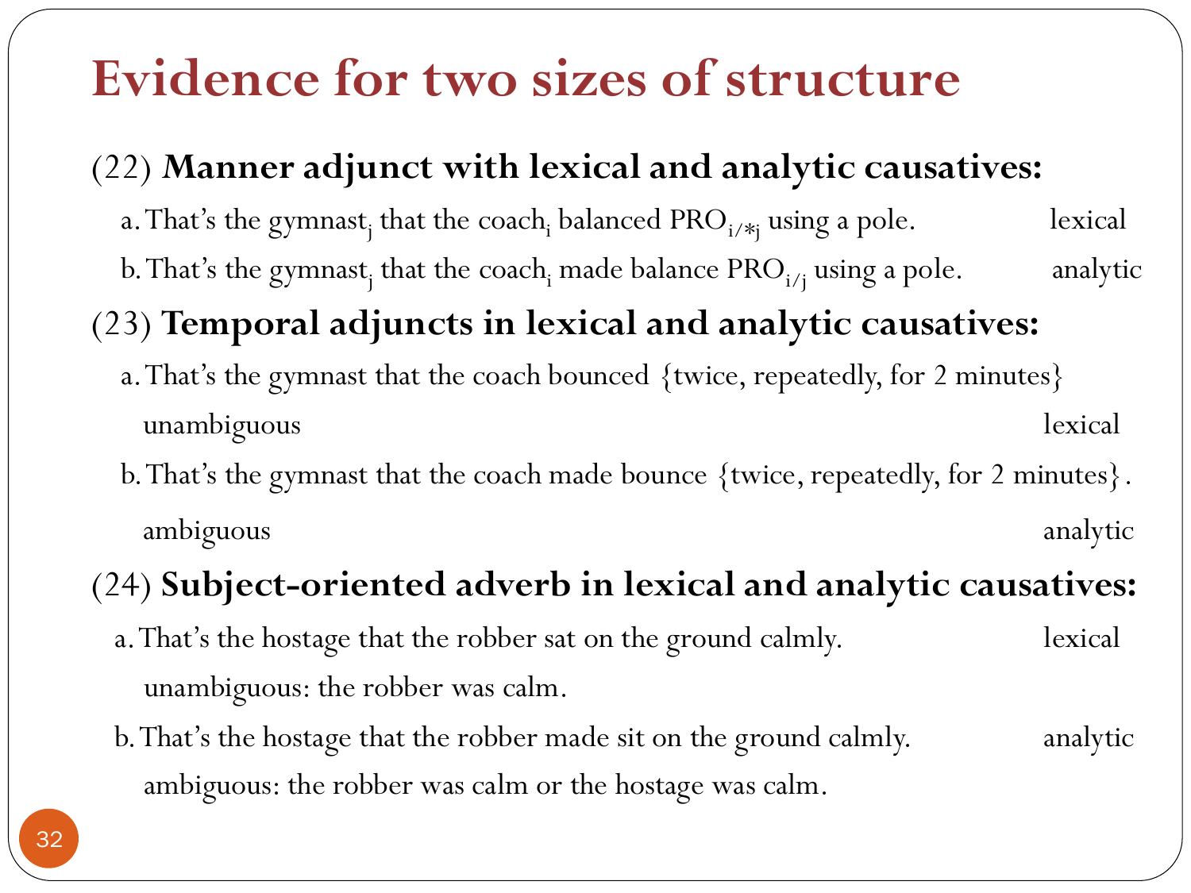# Evidence for two sizes of structure

(22) **Manner adjunct with lexical and analytic causatives:**

a. That's the gymnast$_j$ that the coach$_i$ balanced PRO$_{i/*j}$ using a pole. lexical

b. That's the gymnast$_j$ that the coach$_i$ made balance PRO$_{i/j}$ using a pole. analytic

(23) **Temporal adjuncts in lexical and analytic causatives:**

a. That's the gymnast that the coach bounced {twice, repeatedly, for 2 minutes}
unambiguous lexical

b. That's the gymnast that the coach made bounce {twice, repeatedly, for 2 minutes}.
ambiguous analytic

(24) **Subject-oriented adverb in lexical and analytic causatives:**

a. That's the hostage that the robber sat on the ground calmly. lexical
unambiguous: the robber was calm.

b. That's the hostage that the robber made sit on the ground calmly. analytic
ambiguous: the robber was calm or the hostage was calm.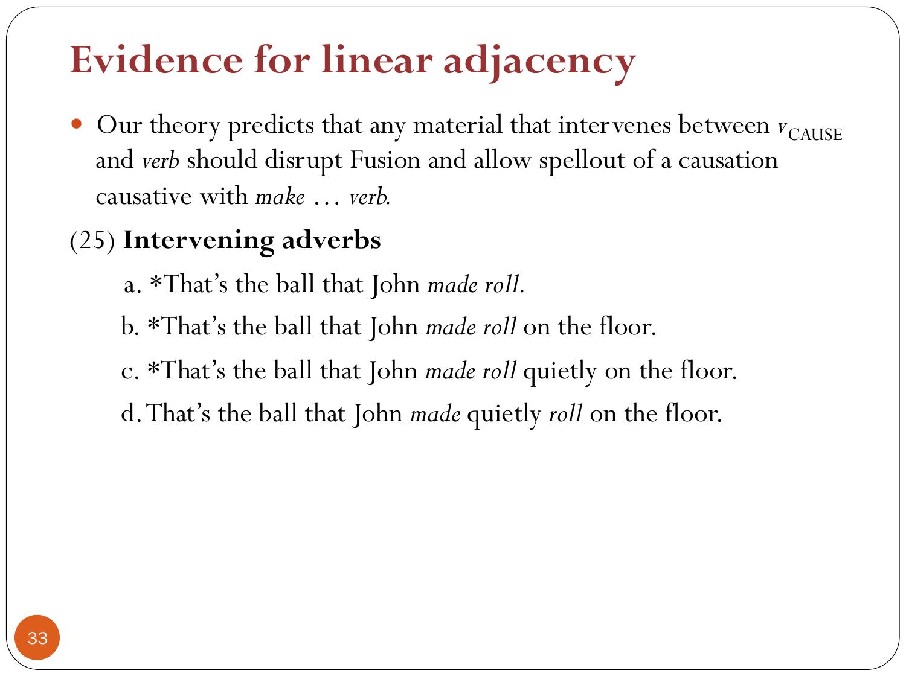# Evidence for linear adjacency

- Our theory predicts that any material that intervenes between $v_{\text{CAUSE}}$ and *verb* should disrupt Fusion and allow spellout of a causation causative with *make* … *verb*.

(25) **Intervening adverbs**

a. *That's the ball that John *made roll*.

b. *That's the ball that John *made roll* on the floor.

c. *That's the ball that John *made roll* quietly on the floor.

d. That's the ball that John *made* quietly *roll* on the floor.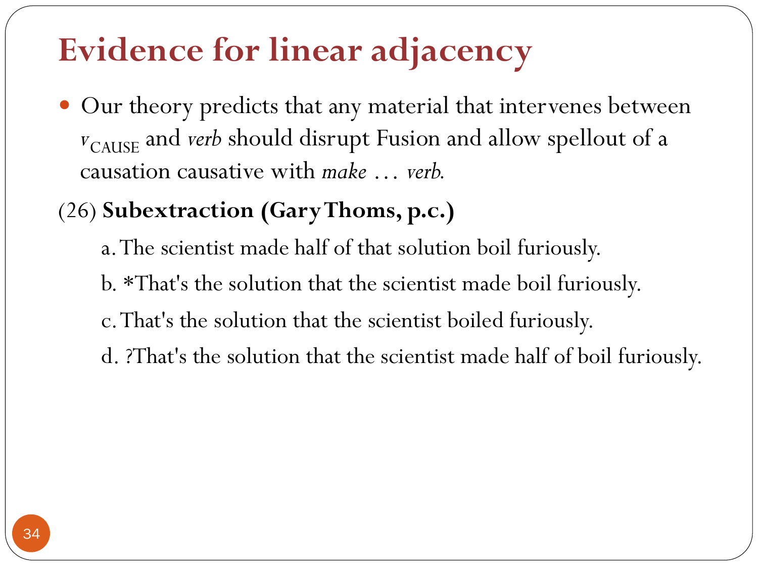# Evidence for linear adjacency

- Our theory predicts that any material that intervenes between $v_{\text{CAUSE}}$ and *verb* should disrupt Fusion and allow spellout of a causation causative with *make* … *verb*.

(26) **Subextraction (Gary Thoms, p.c.)**

a. The scientist made half of that solution boil furiously.

b. *That's the solution that the scientist made boil furiously.

c. That's the solution that the scientist boiled furiously.

d. ?That's the solution that the scientist made half of boil furiously.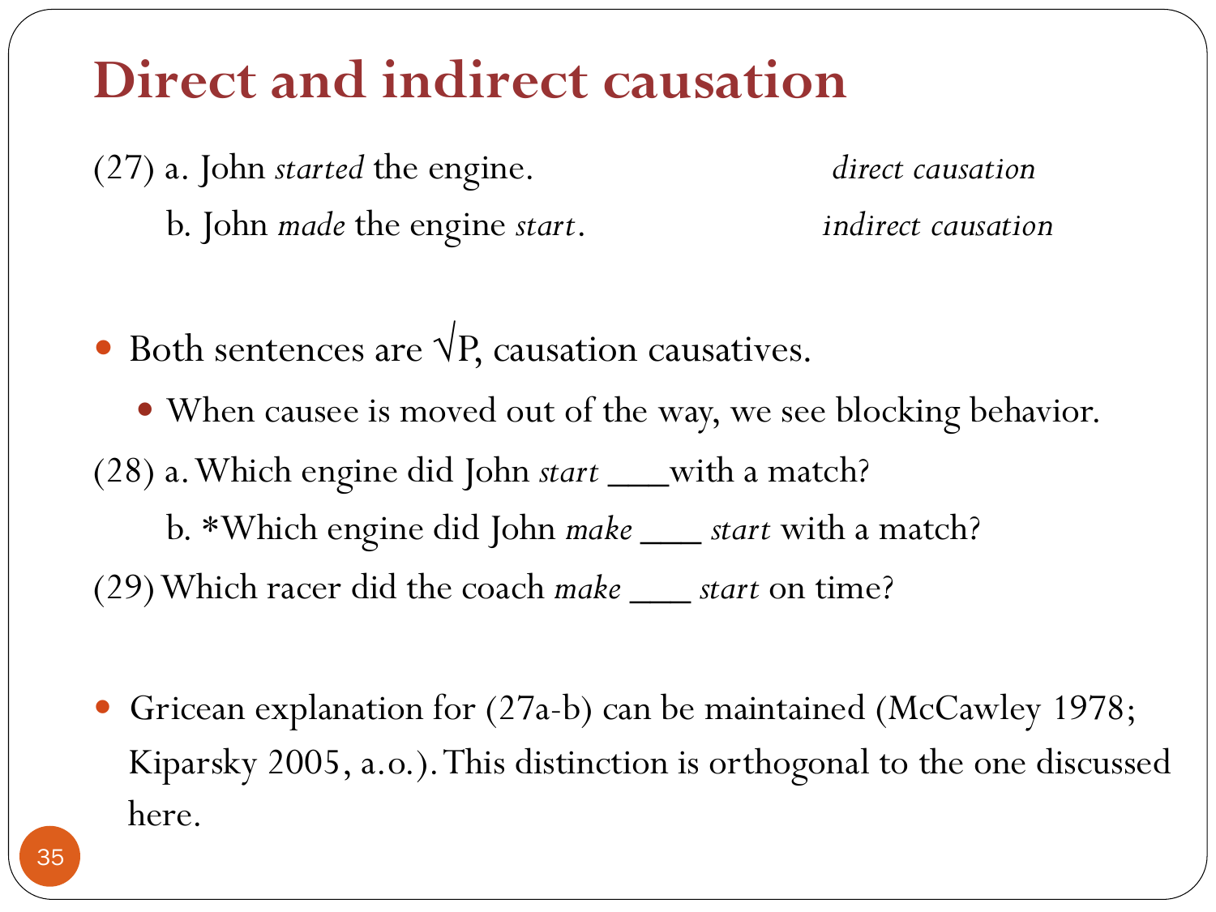# Direct and indirect causation

(27) a. John *started* the engine. *direct causation*

b. John *made* the engine *start*. *indirect causation*

- Both sentences are √P, causation causatives.
  - When causee is moved out of the way, we see blocking behavior.

(28) a. Which engine did John *start* ___with a match?

b. *Which engine did John *make* ___ *start* with a match?

(29) Which racer did the coach *make* ___ *start* on time?

- Gricean explanation for (27a-b) can be maintained (McCawley 1978; Kiparsky 2005, a.o.). This distinction is orthogonal to the one discussed here.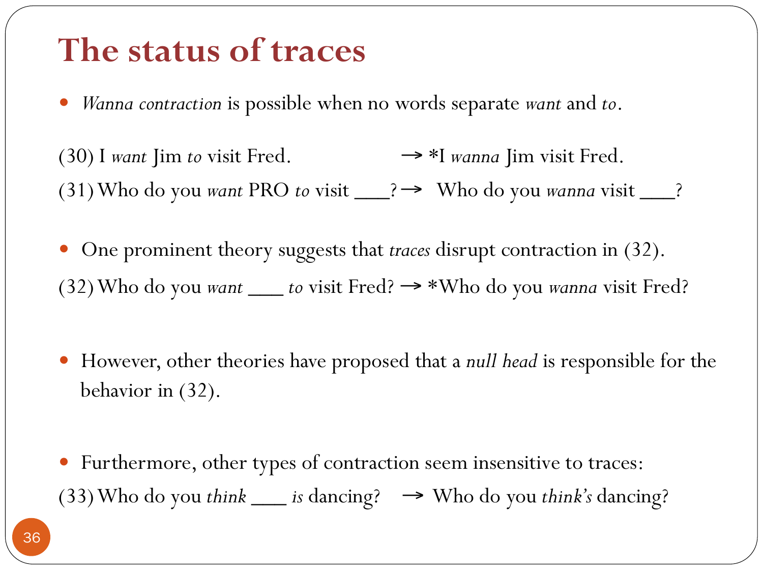# The status of traces

- *Wanna contraction* is possible when no words separate *want* and *to*.

(30) I *want* Jim *to* visit Fred. → *I *wanna* Jim visit Fred.

(31) Who do you *want* PRO *to* visit ___? → Who do you *wanna* visit ___?

- One prominent theory suggests that *traces* disrupt contraction in (32).

(32) Who do you *want* ___ *to* visit Fred? → *Who do you *wanna* visit Fred?

- However, other theories have proposed that a *null head* is responsible for the behavior in (32).

- Furthermore, other types of contraction seem insensitive to traces:

(33) Who do you *think* ___ *is* dancing? → Who do you *think's* dancing?